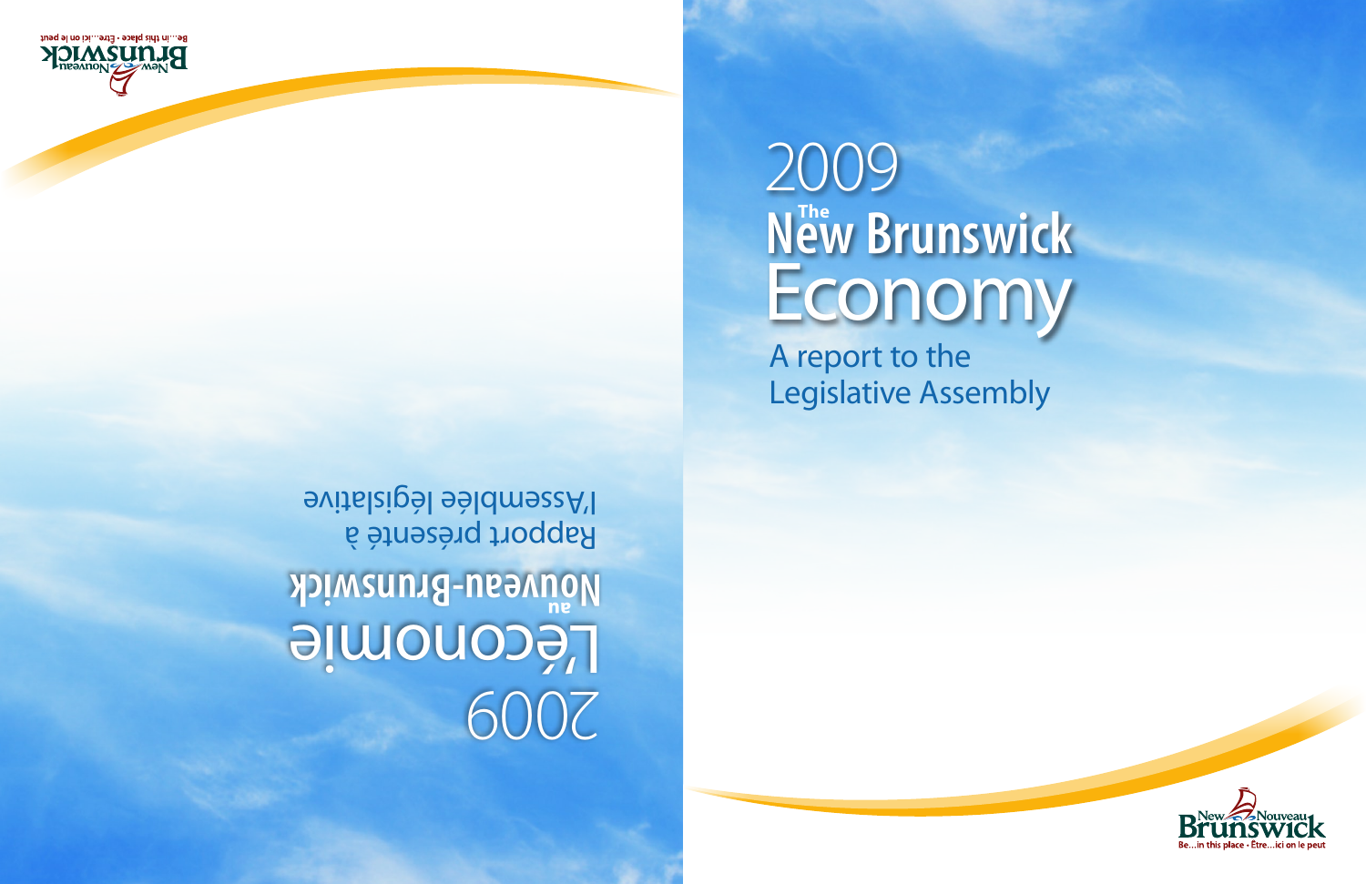# 2009 The New Brunswick Economy

A report to the Legislative Assembly

New Nouveau Brunswick

Be...in this place • Être...ici on le peut

# 2009 L'économie au Nouveau-Brunswick

Rapport présenté à l'Assemblée législative

New Nouveau Brunswick

Be...in this place • Être...ici on le peut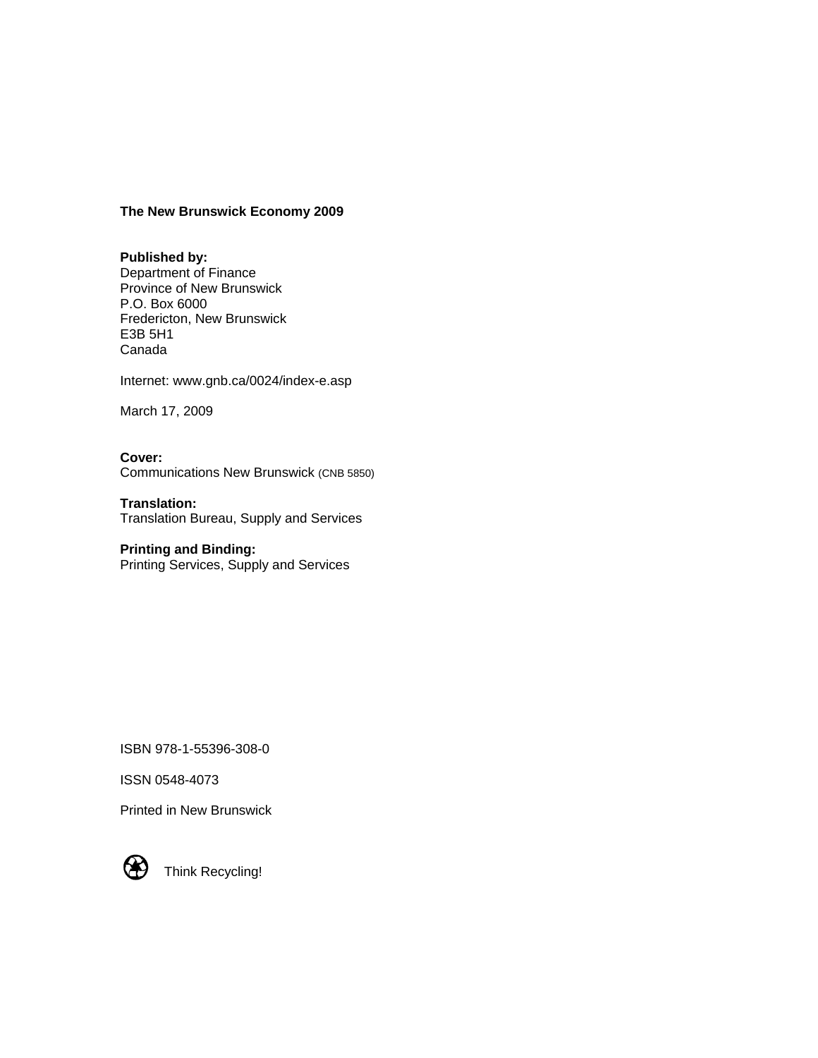**The New Brunswick Economy 2009**

**Published by:**
Department of Finance
Province of New Brunswick
P.O. Box 6000
Fredericton, New Brunswick
E3B 5H1
Canada

Internet: www.gnb.ca/0024/index-e.asp

March 17, 2009

**Cover:**
Communications New Brunswick (CNB 5850)

**Translation:**
Translation Bureau, Supply and Services

**Printing and Binding:**
Printing Services, Supply and Services

ISBN 978-1-55396-308-0

ISSN 0548-4073

Printed in New Brunswick

Think Recycling!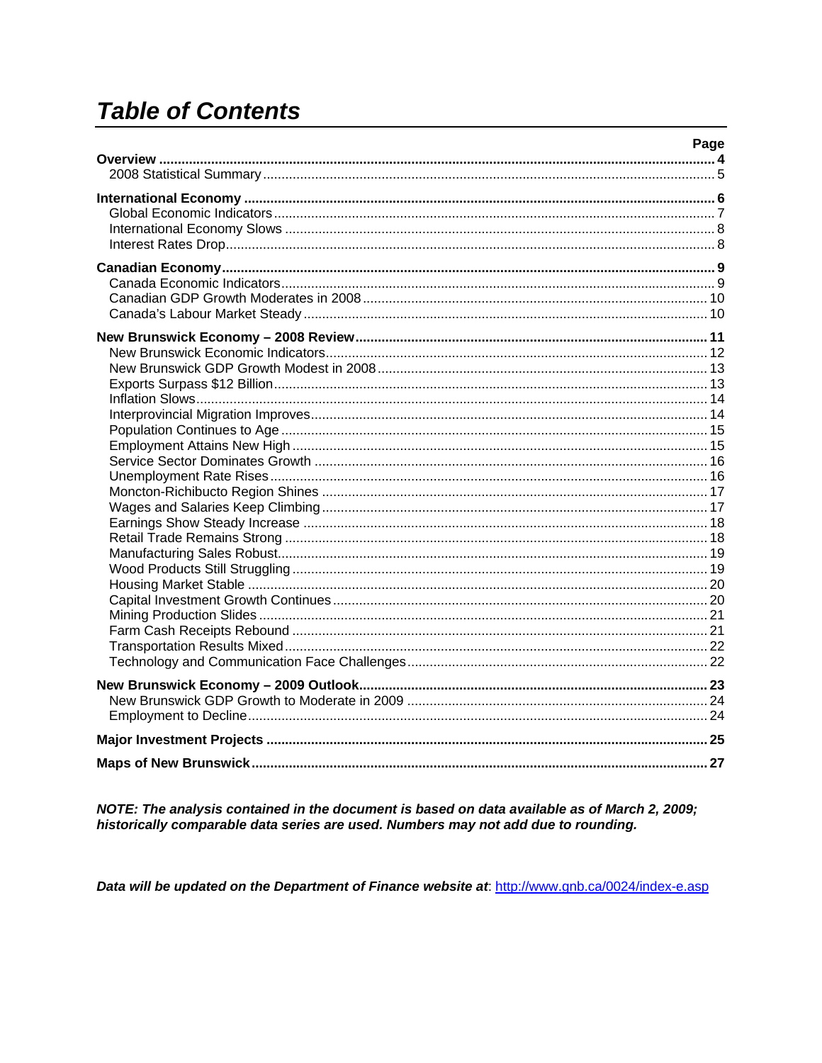# Table of Contents

| | Page |
|---|---|
| **Overview** | **4** |
| 2008 Statistical Summary | 5 |
| **International Economy** | **6** |
| Global Economic Indicators | 7 |
| International Economy Slows | 8 |
| Interest Rates Drop | 8 |
| **Canadian Economy** | **9** |
| Canada Economic Indicators | 9 |
| Canadian GDP Growth Moderates in 2008 | 10 |
| Canada's Labour Market Steady | 10 |
| **New Brunswick Economy – 2008 Review** | **11** |
| New Brunswick Economic Indicators | 12 |
| New Brunswick GDP Growth Modest in 2008 | 13 |
| Exports Surpass $12 Billion | 13 |
| Inflation Slows | 14 |
| Interprovincial Migration Improves | 14 |
| Population Continues to Age | 15 |
| Employment Attains New High | 15 |
| Service Sector Dominates Growth | 16 |
| Unemployment Rate Rises | 16 |
| Moncton-Richibucto Region Shines | 17 |
| Wages and Salaries Keep Climbing | 17 |
| Earnings Show Steady Increase | 18 |
| Retail Trade Remains Strong | 18 |
| Manufacturing Sales Robust | 19 |
| Wood Products Still Struggling | 19 |
| Housing Market Stable | 20 |
| Capital Investment Growth Continues | 20 |
| Mining Production Slides | 21 |
| Farm Cash Receipts Rebound | 21 |
| Transportation Results Mixed | 22 |
| Technology and Communication Face Challenges | 22 |
| **New Brunswick Economy – 2009 Outlook** | **23** |
| New Brunswick GDP Growth to Moderate in 2009 | 24 |
| Employment to Decline | 24 |
| **Major Investment Projects** | **25** |
| **Maps of New Brunswick** | **27** |

***NOTE: The analysis contained in the document is based on data available as of March 2, 2009; historically comparable data series are used. Numbers may not add due to rounding.***

***Data will be updated on the Department of Finance website at***: http://www.gnb.ca/0024/index-e.asp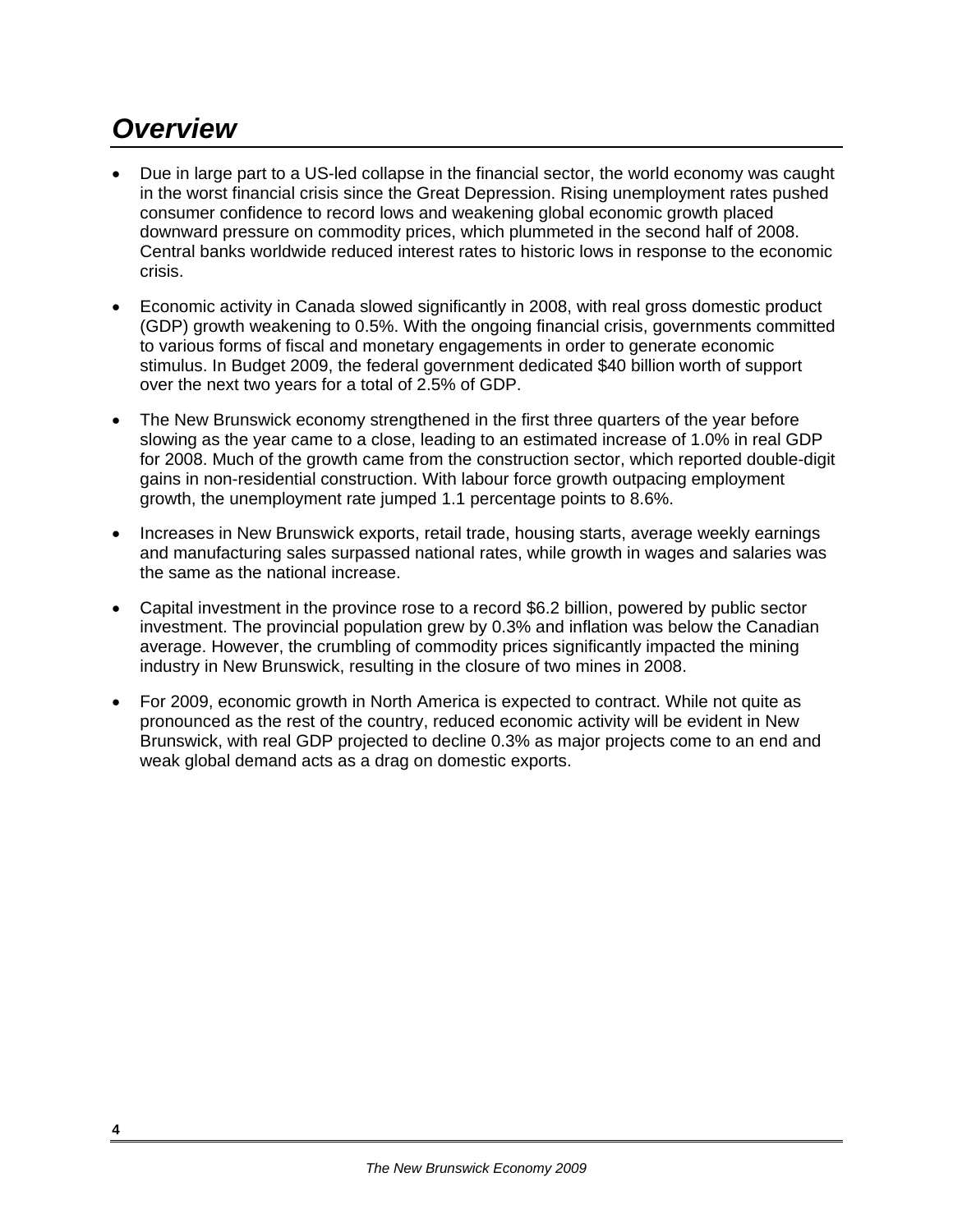# *Overview*

- Due in large part to a US-led collapse in the financial sector, the world economy was caught in the worst financial crisis since the Great Depression. Rising unemployment rates pushed consumer confidence to record lows and weakening global economic growth placed downward pressure on commodity prices, which plummeted in the second half of 2008. Central banks worldwide reduced interest rates to historic lows in response to the economic crisis.

- Economic activity in Canada slowed significantly in 2008, with real gross domestic product (GDP) growth weakening to 0.5%. With the ongoing financial crisis, governments committed to various forms of fiscal and monetary engagements in order to generate economic stimulus. In Budget 2009, the federal government dedicated $40 billion worth of support over the next two years for a total of 2.5% of GDP.

- The New Brunswick economy strengthened in the first three quarters of the year before slowing as the year came to a close, leading to an estimated increase of 1.0% in real GDP for 2008. Much of the growth came from the construction sector, which reported double-digit gains in non-residential construction. With labour force growth outpacing employment growth, the unemployment rate jumped 1.1 percentage points to 8.6%.

- Increases in New Brunswick exports, retail trade, housing starts, average weekly earnings and manufacturing sales surpassed national rates, while growth in wages and salaries was the same as the national increase.

- Capital investment in the province rose to a record $6.2 billion, powered by public sector investment. The provincial population grew by 0.3% and inflation was below the Canadian average. However, the crumbling of commodity prices significantly impacted the mining industry in New Brunswick, resulting in the closure of two mines in 2008.

- For 2009, economic growth in North America is expected to contract. While not quite as pronounced as the rest of the country, reduced economic activity will be evident in New Brunswick, with real GDP projected to decline 0.3% as major projects come to an end and weak global demand acts as a drag on domestic exports.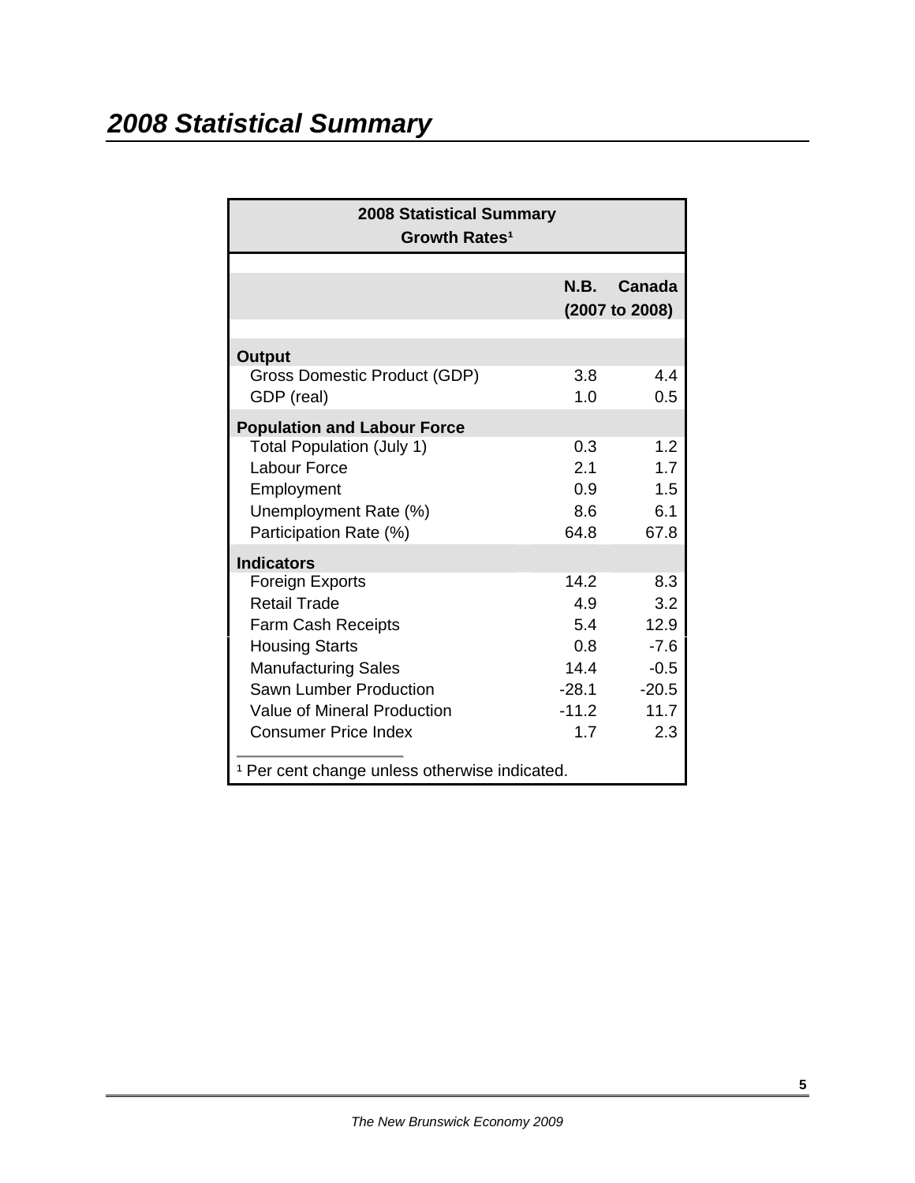# *2008 Statistical Summary*

| 2008 Statistical Summary Growth Rates[1] | | |
|---|---|---|
| | **N.B.** | **Canada** |
| | **(2007 to 2008)** | |
| **Output** | | |
| Gross Domestic Product (GDP) | 3.8 | 4.4 |
| GDP (real) | 1.0 | 0.5 |
| **Population and Labour Force** | | |
| Total Population (July 1) | 0.3 | 1.2 |
| Labour Force | 2.1 | 1.7 |
| Employment | 0.9 | 1.5 |
| Unemployment Rate (%) | 8.6 | 6.1 |
| Participation Rate (%) | 64.8 | 67.8 |
| **Indicators** | | |
| Foreign Exports | 14.2 | 8.3 |
| Retail Trade | 4.9 | 3.2 |
| Farm Cash Receipts | 5.4 | 12.9 |
| Housing Starts | 0.8 | -7.6 |
| Manufacturing Sales | 14.4 | -0.5 |
| Sawn Lumber Production | -28.1 | -20.5 |
| Value of Mineral Production | -11.2 | 11.7 |
| Consumer Price Index | 1.7 | 2.3 |

[1] Per cent change unless otherwise indicated.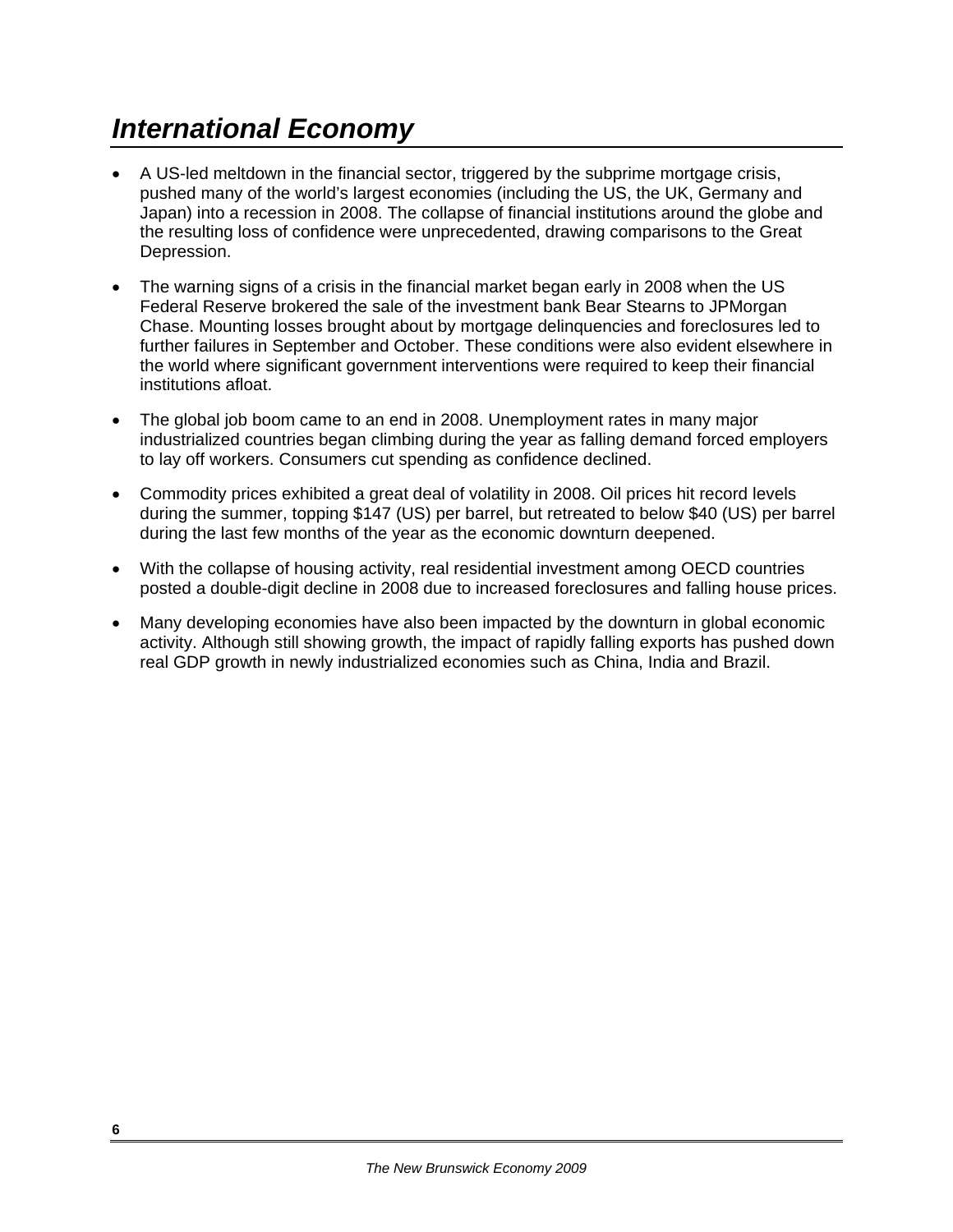# *International Economy*

- A US-led meltdown in the financial sector, triggered by the subprime mortgage crisis, pushed many of the world's largest economies (including the US, the UK, Germany and Japan) into a recession in 2008. The collapse of financial institutions around the globe and the resulting loss of confidence were unprecedented, drawing comparisons to the Great Depression.

- The warning signs of a crisis in the financial market began early in 2008 when the US Federal Reserve brokered the sale of the investment bank Bear Stearns to JPMorgan Chase. Mounting losses brought about by mortgage delinquencies and foreclosures led to further failures in September and October. These conditions were also evident elsewhere in the world where significant government interventions were required to keep their financial institutions afloat.

- The global job boom came to an end in 2008. Unemployment rates in many major industrialized countries began climbing during the year as falling demand forced employers to lay off workers. Consumers cut spending as confidence declined.

- Commodity prices exhibited a great deal of volatility in 2008. Oil prices hit record levels during the summer, topping $147 (US) per barrel, but retreated to below $40 (US) per barrel during the last few months of the year as the economic downturn deepened.

- With the collapse of housing activity, real residential investment among OECD countries posted a double-digit decline in 2008 due to increased foreclosures and falling house prices.

- Many developing economies have also been impacted by the downturn in global economic activity. Although still showing growth, the impact of rapidly falling exports has pushed down real GDP growth in newly industrialized economies such as China, India and Brazil.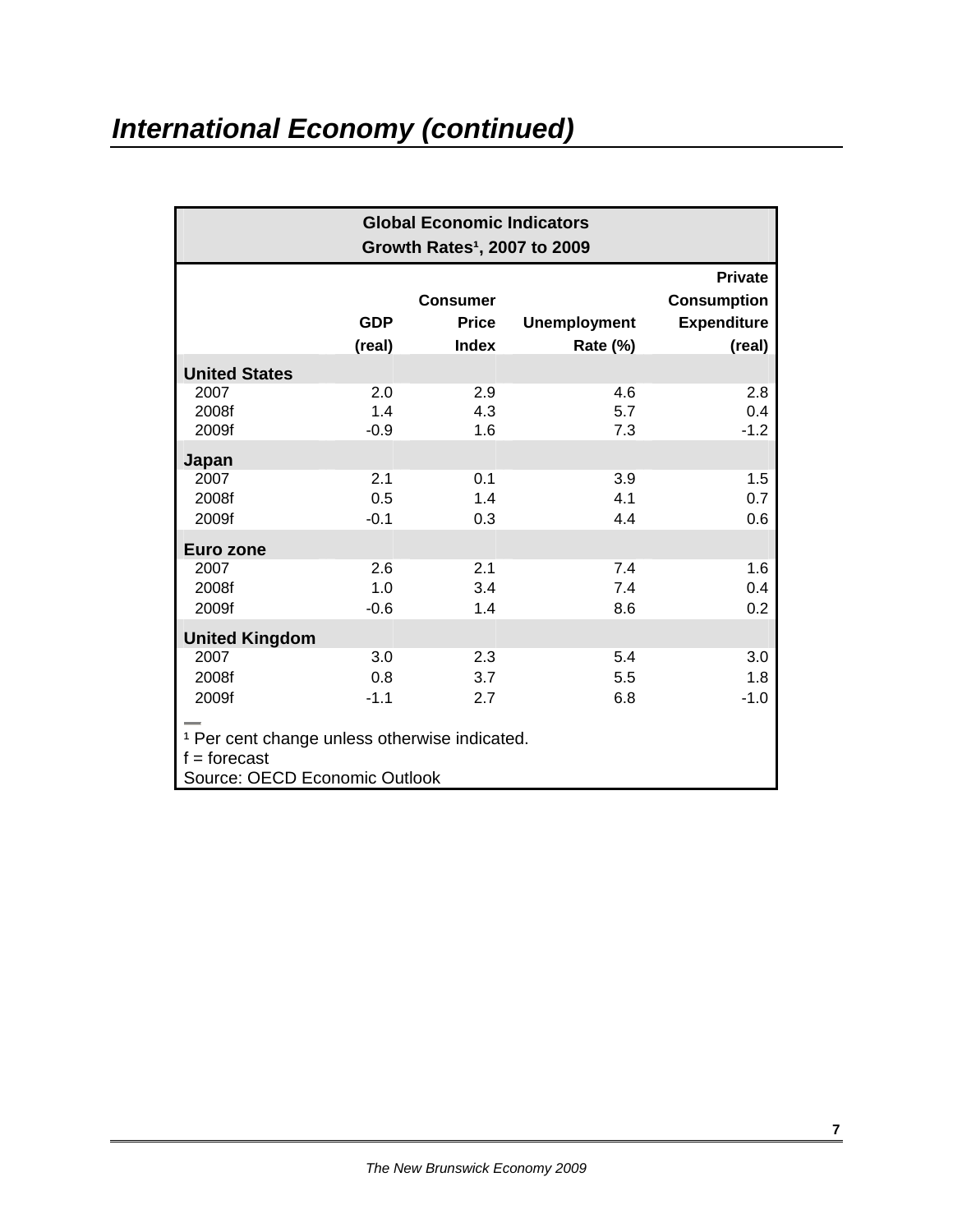## International Economy (continued)

| Global Economic Indicators<br>Growth Rates[1], 2007 to 2009 | | | | |
|---|---|---|---|---|
| | GDP (real) | Consumer Price Index | Unemployment Rate (%) | Private Consumption Expenditure (real) |
| **United States** | | | | |
| 2007 | 2.0 | 2.9 | 4.6 | 2.8 |
| 2008f | 1.4 | 4.3 | 5.7 | 0.4 |
| 2009f | -0.9 | 1.6 | 7.3 | -1.2 |
| **Japan** | | | | |
| 2007 | 2.1 | 0.1 | 3.9 | 1.5 |
| 2008f | 0.5 | 1.4 | 4.1 | 0.7 |
| 2009f | -0.1 | 0.3 | 4.4 | 0.6 |
| **Euro zone** | | | | |
| 2007 | 2.6 | 2.1 | 7.4 | 1.6 |
| 2008f | 1.0 | 3.4 | 7.4 | 0.4 |
| 2009f | -0.6 | 1.4 | 8.6 | 0.2 |
| **United Kingdom** | | | | |
| 2007 | 3.0 | 2.3 | 5.4 | 3.0 |
| 2008f | 0.8 | 3.7 | 5.5 | 1.8 |
| 2009f | -1.1 | 2.7 | 6.8 | -1.0 |

[1] Per cent change unless otherwise indicated.
f = forecast
Source: OECD Economic Outlook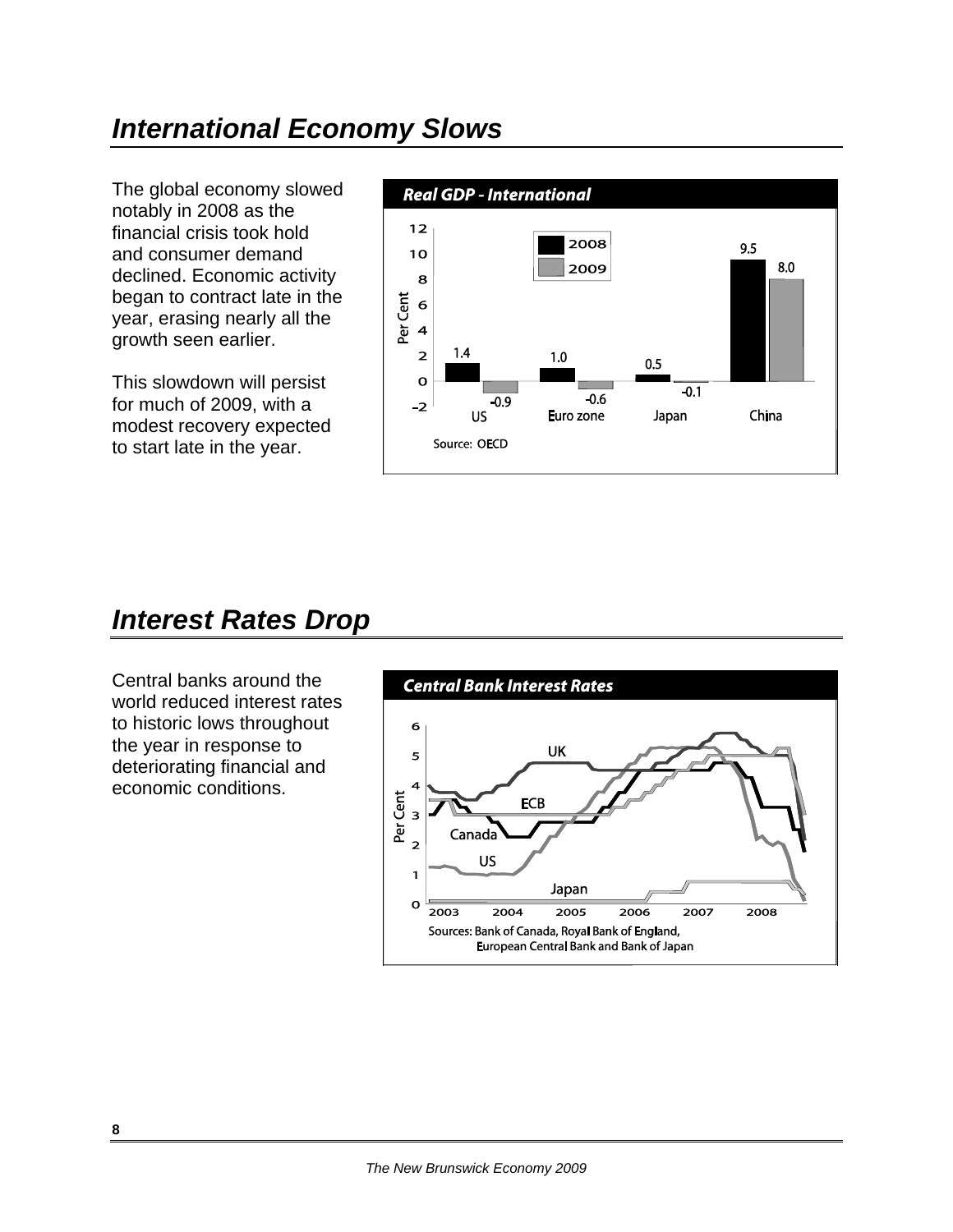## *International Economy Slows*

The global economy slowed notably in 2008 as the financial crisis took hold and consumer demand declined. Economic activity began to contract late in the year, erasing nearly all the growth seen earlier.

This slowdown will persist for much of 2009, with a modest recovery expected to start late in the year.

***Real GDP - International***

| Per Cent | US | Euro zone | Japan | China |
|---|---|---|---|---|
| 2008 | 1.4 | 1.0 | 0.5 | 9.5 |
| 2009 | -0.9 | -0.6 | -0.1 | 8.0 |

Source: OECD

## *Interest Rates Drop*

Central banks around the world reduced interest rates to historic lows throughout the year in response to deteriorating financial and economic conditions.

***Central Bank Interest Rates***

Sources: Bank of Canada, Royal Bank of England, European Central Bank and Bank of Japan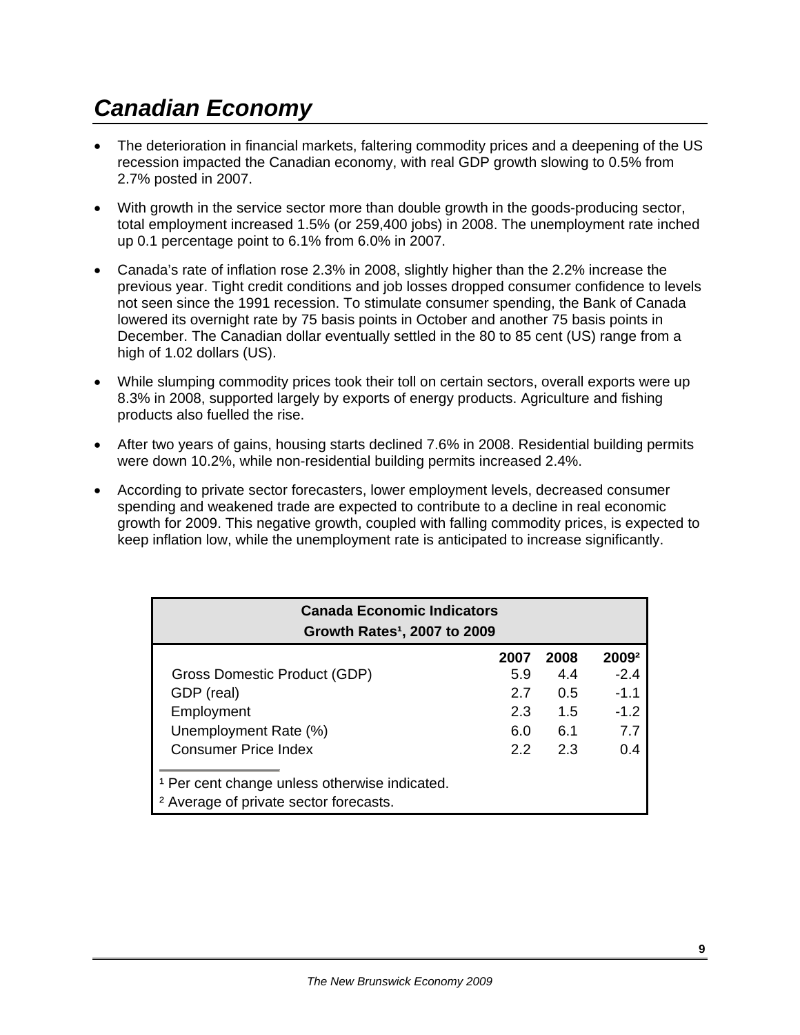# *Canadian Economy*

- The deterioration in financial markets, faltering commodity prices and a deepening of the US recession impacted the Canadian economy, with real GDP growth slowing to 0.5% from 2.7% posted in 2007.
- With growth in the service sector more than double growth in the goods-producing sector, total employment increased 1.5% (or 259,400 jobs) in 2008. The unemployment rate inched up 0.1 percentage point to 6.1% from 6.0% in 2007.
- Canada's rate of inflation rose 2.3% in 2008, slightly higher than the 2.2% increase the previous year. Tight credit conditions and job losses dropped consumer confidence to levels not seen since the 1991 recession. To stimulate consumer spending, the Bank of Canada lowered its overnight rate by 75 basis points in October and another 75 basis points in December. The Canadian dollar eventually settled in the 80 to 85 cent (US) range from a high of 1.02 dollars (US).
- While slumping commodity prices took their toll on certain sectors, overall exports were up 8.3% in 2008, supported largely by exports of energy products. Agriculture and fishing products also fuelled the rise.
- After two years of gains, housing starts declined 7.6% in 2008. Residential building permits were down 10.2%, while non-residential building permits increased 2.4%.
- According to private sector forecasters, lower employment levels, decreased consumer spending and weakened trade are expected to contribute to a decline in real economic growth for 2009. This negative growth, coupled with falling commodity prices, is expected to keep inflation low, while the unemployment rate is anticipated to increase significantly.

**Canada Economic Indicators**
**Growth Rates[1], 2007 to 2009**

| | 2007 | 2008 | 2009[2] |
|---|---|---|---|
| Gross Domestic Product (GDP) | 5.9 | 4.4 | -2.4 |
| GDP (real) | 2.7 | 0.5 | -1.1 |
| Employment | 2.3 | 1.5 | -1.2 |
| Unemployment Rate (%) | 6.0 | 6.1 | 7.7 |
| Consumer Price Index | 2.2 | 2.3 | 0.4 |

[1] Per cent change unless otherwise indicated.
[2] Average of private sector forecasts.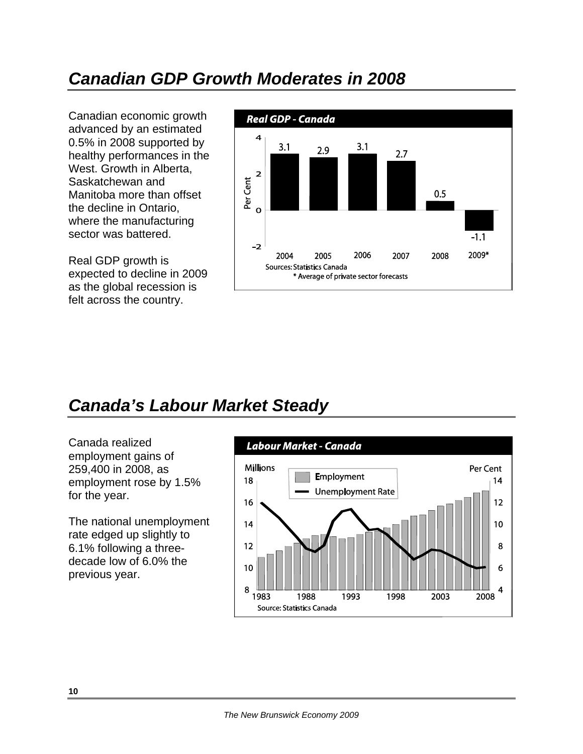## *Canadian GDP Growth Moderates in 2008*

Canadian economic growth advanced by an estimated 0.5% in 2008 supported by healthy performances in the West. Growth in Alberta, Saskatchewan and Manitoba more than offset the decline in Ontario, where the manufacturing sector was battered.

Real GDP growth is expected to decline in 2009 as the global recession is felt across the country.

***Real GDP - Canada***

| Year | Per Cent |
|---|---|
| 2004 | 3.1 |
| 2005 | 2.9 |
| 2006 | 3.1 |
| 2007 | 2.7 |
| 2008 | 0.5 |
| 2009* | -1.1 |

Sources: Statistics Canada
\* Average of private sector forecasts

## *Canada's Labour Market Steady*

Canada realized employment gains of 259,400 in 2008, as employment rose by 1.5% for the year.

The national unemployment rate edged up slightly to 6.1% following a three-decade low of 6.0% the previous year.

***Labour Market - Canada***

Employment (Millions); Unemployment Rate (Per Cent), 1983–2008

Source: Statistics Canada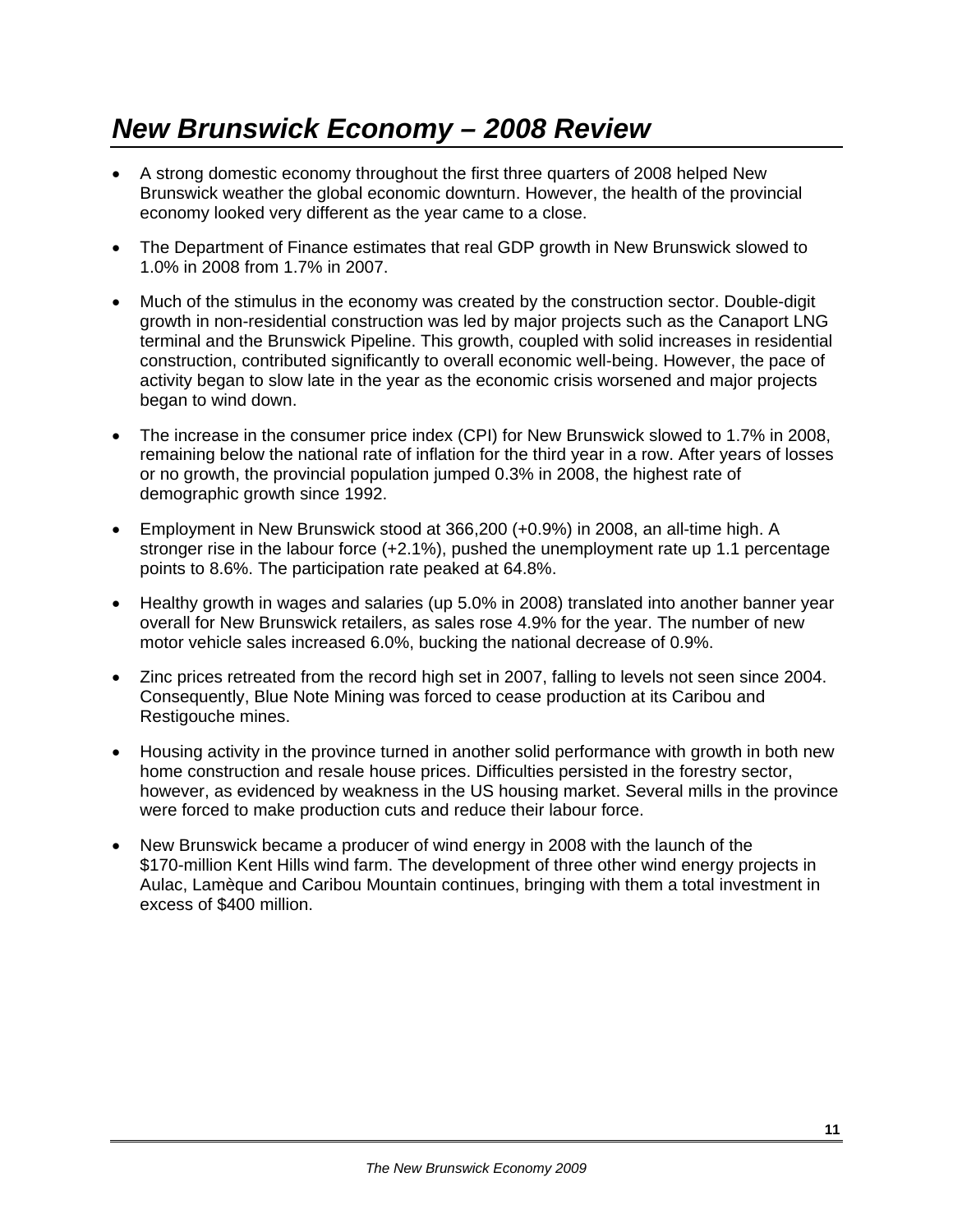# *New Brunswick Economy – 2008 Review*

- A strong domestic economy throughout the first three quarters of 2008 helped New Brunswick weather the global economic downturn. However, the health of the provincial economy looked very different as the year came to a close.
- The Department of Finance estimates that real GDP growth in New Brunswick slowed to 1.0% in 2008 from 1.7% in 2007.
- Much of the stimulus in the economy was created by the construction sector. Double-digit growth in non-residential construction was led by major projects such as the Canaport LNG terminal and the Brunswick Pipeline. This growth, coupled with solid increases in residential construction, contributed significantly to overall economic well-being. However, the pace of activity began to slow late in the year as the economic crisis worsened and major projects began to wind down.
- The increase in the consumer price index (CPI) for New Brunswick slowed to 1.7% in 2008, remaining below the national rate of inflation for the third year in a row. After years of losses or no growth, the provincial population jumped 0.3% in 2008, the highest rate of demographic growth since 1992.
- Employment in New Brunswick stood at 366,200 (+0.9%) in 2008, an all-time high. A stronger rise in the labour force (+2.1%), pushed the unemployment rate up 1.1 percentage points to 8.6%. The participation rate peaked at 64.8%.
- Healthy growth in wages and salaries (up 5.0% in 2008) translated into another banner year overall for New Brunswick retailers, as sales rose 4.9% for the year. The number of new motor vehicle sales increased 6.0%, bucking the national decrease of 0.9%.
- Zinc prices retreated from the record high set in 2007, falling to levels not seen since 2004. Consequently, Blue Note Mining was forced to cease production at its Caribou and Restigouche mines.
- Housing activity in the province turned in another solid performance with growth in both new home construction and resale house prices. Difficulties persisted in the forestry sector, however, as evidenced by weakness in the US housing market. Several mills in the province were forced to make production cuts and reduce their labour force.
- New Brunswick became a producer of wind energy in 2008 with the launch of the $170-million Kent Hills wind farm. The development of three other wind energy projects in Aulac, Lamèque and Caribou Mountain continues, bringing with them a total investment in excess of $400 million.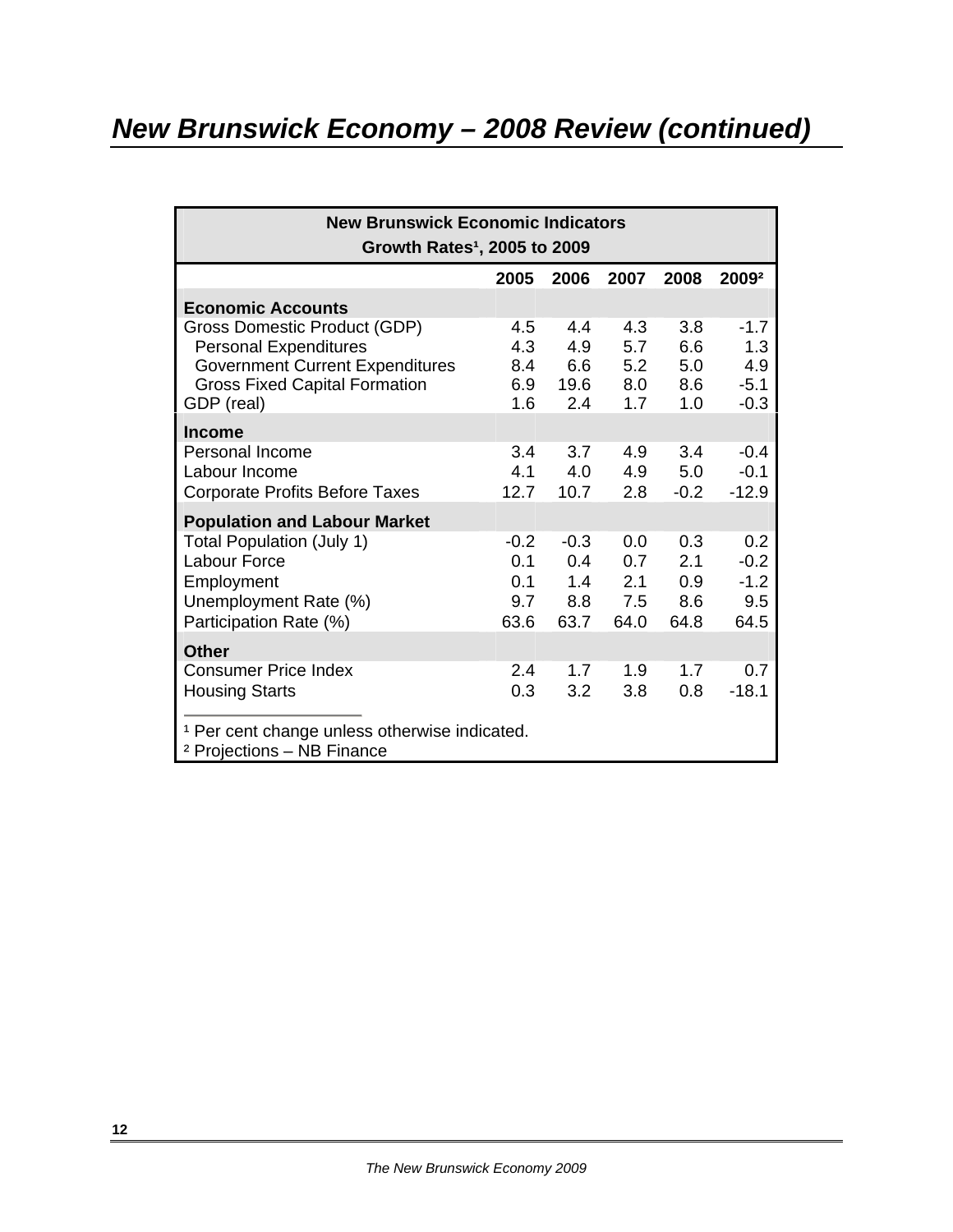# New Brunswick Economy – 2008 Review (continued)

| New Brunswick Economic Indicators<br>Growth Rates[1], 2005 to 2009 | | | | | |
|---|---|---|---|---|---|
| | 2005 | 2006 | 2007 | 2008 | 2009[2] |
| **Economic Accounts** | | | | | |
| Gross Domestic Product (GDP) | 4.5 | 4.4 | 4.3 | 3.8 | -1.7 |
| Personal Expenditures | 4.3 | 4.9 | 5.7 | 6.6 | 1.3 |
| Government Current Expenditures | 8.4 | 6.6 | 5.2 | 5.0 | 4.9 |
| Gross Fixed Capital Formation | 6.9 | 19.6 | 8.0 | 8.6 | -5.1 |
| GDP (real) | 1.6 | 2.4 | 1.7 | 1.0 | -0.3 |
| **Income** | | | | | |
| Personal Income | 3.4 | 3.7 | 4.9 | 3.4 | -0.4 |
| Labour Income | 4.1 | 4.0 | 4.9 | 5.0 | -0.1 |
| Corporate Profits Before Taxes | 12.7 | 10.7 | 2.8 | -0.2 | -12.9 |
| **Population and Labour Market** | | | | | |
| Total Population (July 1) | -0.2 | -0.3 | 0.0 | 0.3 | 0.2 |
| Labour Force | 0.1 | 0.4 | 0.7 | 2.1 | -0.2 |
| Employment | 0.1 | 1.4 | 2.1 | 0.9 | -1.2 |
| Unemployment Rate (%) | 9.7 | 8.8 | 7.5 | 8.6 | 9.5 |
| Participation Rate (%) | 63.6 | 63.7 | 64.0 | 64.8 | 64.5 |
| **Other** | | | | | |
| Consumer Price Index | 2.4 | 1.7 | 1.9 | 1.7 | 0.7 |
| Housing Starts | 0.3 | 3.2 | 3.8 | 0.8 | -18.1 |

[1] Per cent change unless otherwise indicated.
[2] Projections – NB Finance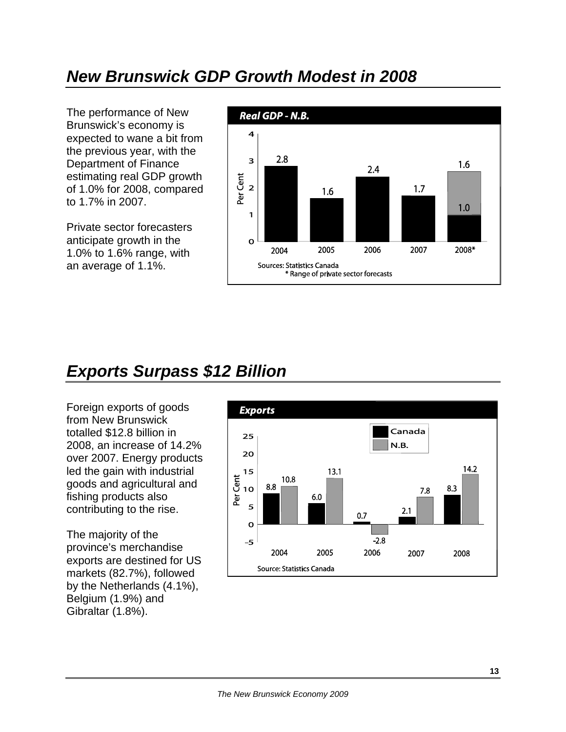## New Brunswick GDP Growth Modest in 2008

The performance of New Brunswick's economy is expected to wane a bit from the previous year, with the Department of Finance estimating real GDP growth of 1.0% for 2008, compared to 1.7% in 2007.

Private sector forecasters anticipate growth in the 1.0% to 1.6% range, with an average of 1.1%.

**Real GDP - N.B.**

| Year | Per Cent |
|---|---|
| 2004 | 2.8 |
| 2005 | 1.6 |
| 2006 | 2.4 |
| 2007 | 1.7 |
| 2008* | 1.0 – 1.6 |

Sources: Statistics Canada
* Range of private sector forecasts

## Exports Surpass $12 Billion

Foreign exports of goods from New Brunswick totalled $12.8 billion in 2008, an increase of 14.2% over 2007. Energy products led the gain with industrial goods and agricultural and fishing products also contributing to the rise.

The majority of the province's merchandise exports are destined for US markets (82.7%), followed by the Netherlands (4.1%), Belgium (1.9%) and Gibraltar (1.8%).

**Exports**

| Year | Canada (Per Cent) | N.B. (Per Cent) |
|---|---|---|
| 2004 | 8.8 | 10.8 |
| 2005 | 6.0 | 13.1 |
| 2006 | 0.7 | -2.8 |
| 2007 | 2.1 | 7.8 |
| 2008 | 8.3 | 14.2 |

Source: Statistics Canada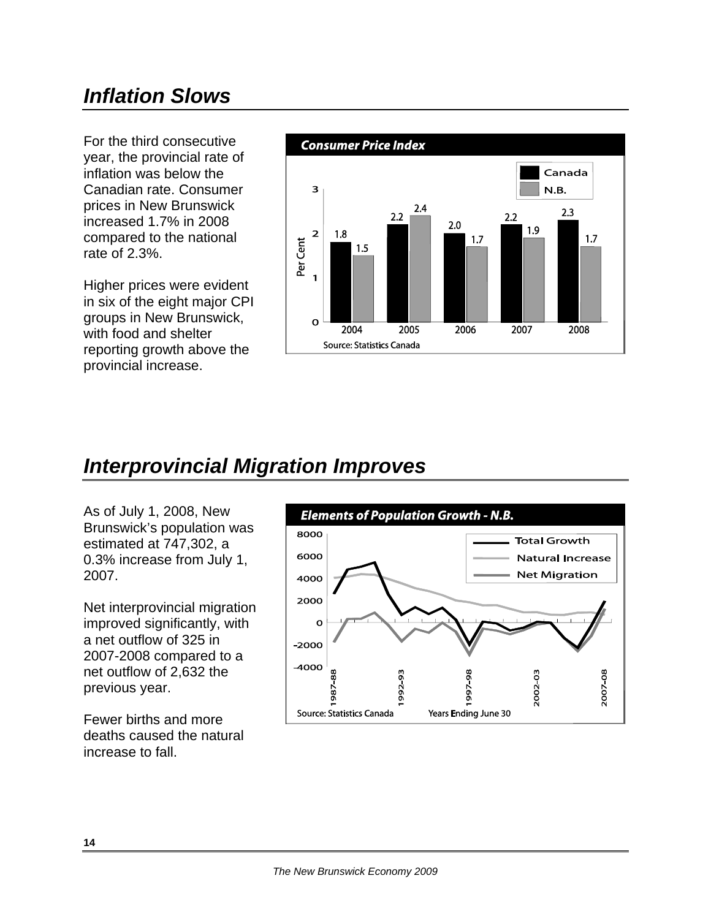## Inflation Slows

For the third consecutive year, the provincial rate of inflation was below the Canadian rate. Consumer prices in New Brunswick increased 1.7% in 2008 compared to the national rate of 2.3%.

Higher prices were evident in six of the eight major CPI groups in New Brunswick, with food and shelter reporting growth above the provincial increase.

**Consumer Price Index**

| Year | Canada | N.B. |
|---|---|---|
| 2004 | 1.8 | 1.5 |
| 2005 | 2.2 | 2.4 |
| 2006 | 2.0 | 1.7 |
| 2007 | 2.2 | 1.9 |
| 2008 | 2.3 | 1.7 |

Per Cent

Source: Statistics Canada

## Interprovincial Migration Improves

As of July 1, 2008, New Brunswick's population was estimated at 747,302, a 0.3% increase from July 1, 2007.

Net interprovincial migration improved significantly, with a net outflow of 325 in 2007-2008 compared to a net outflow of 2,632 the previous year.

Fewer births and more deaths caused the natural increase to fall.

**Elements of Population Growth - N.B.**

Total Growth, Natural Increase, Net Migration

Years Ending June 30 (1987-88 to 2007-08)

Source: Statistics Canada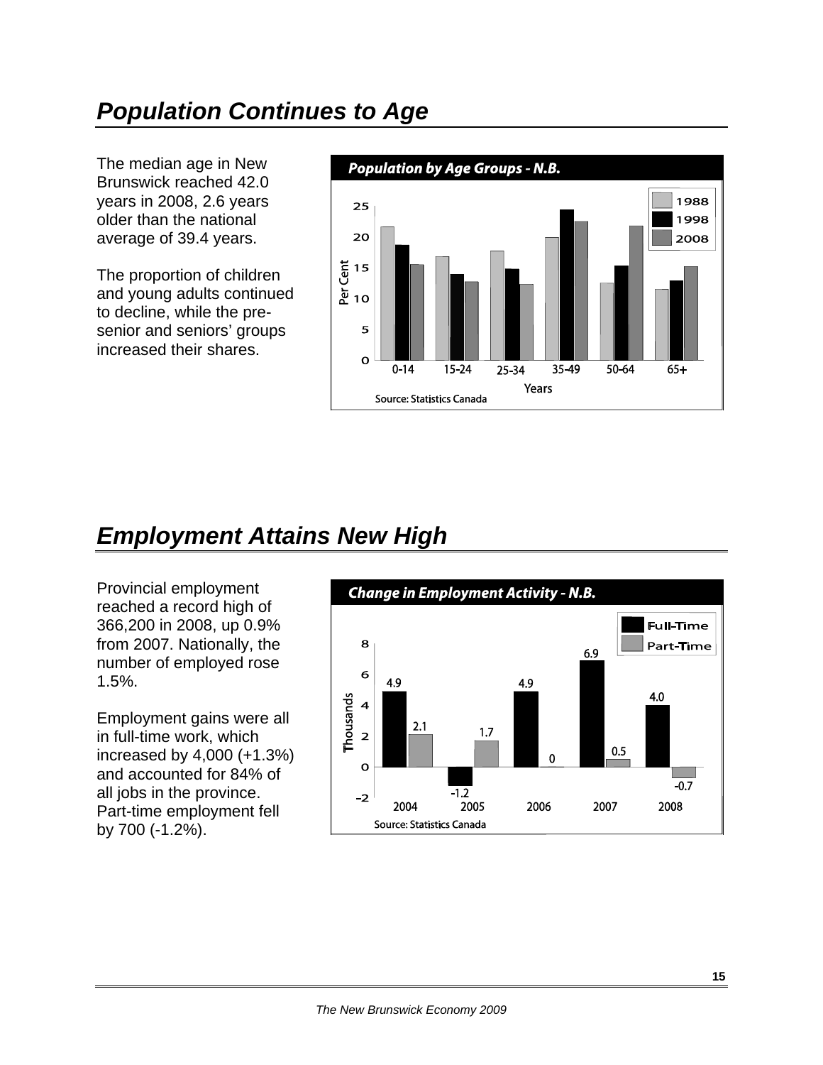## *Population Continues to Age*

The median age in New Brunswick reached 42.0 years in 2008, 2.6 years older than the national average of 39.4 years.

The proportion of children and young adults continued to decline, while the pre-senior and seniors' groups increased their shares.

**Population by Age Groups - N.B.**

Source: Statistics Canada

## *Employment Attains New High*

Provincial employment reached a record high of 366,200 in 2008, up 0.9% from 2007. Nationally, the number of employed rose 1.5%.

Employment gains were all in full-time work, which increased by 4,000 (+1.3%) and accounted for 84% of all jobs in the province. Part-time employment fell by 700 (-1.2%).

**Change in Employment Activity - N.B.**

| Year | Full-Time (Thousands) | Part-Time (Thousands) |
|---|---|---|
| 2004 | 4.9 | 2.1 |
| 2005 | -1.2 | 1.7 |
| 2006 | 4.9 | 0 |
| 2007 | 6.9 | 0.5 |
| 2008 | 4.0 | -0.7 |

Source: Statistics Canada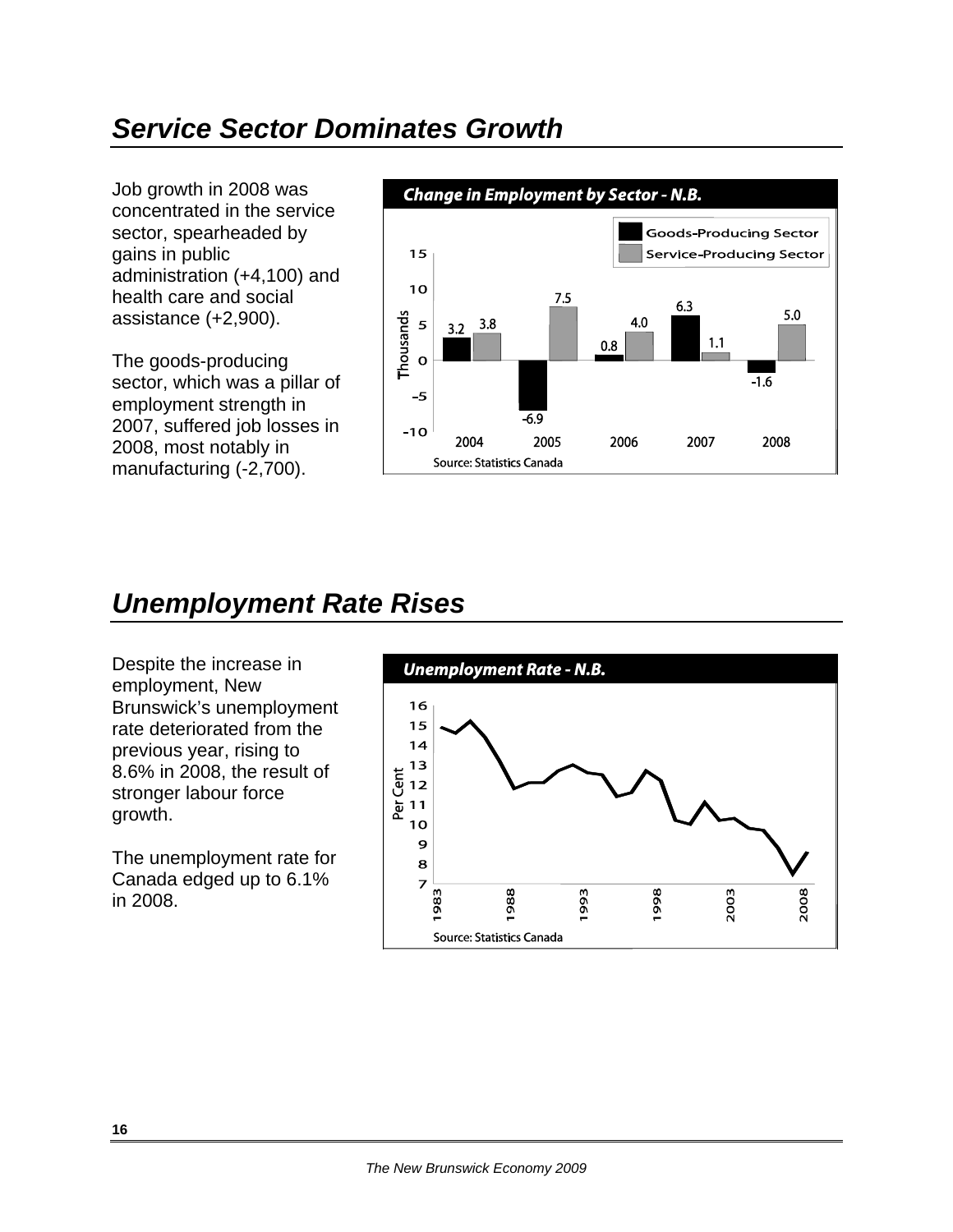## *Service Sector Dominates Growth*

Job growth in 2008 was concentrated in the service sector, spearheaded by gains in public administration (+4,100) and health care and social assistance (+2,900).

The goods-producing sector, which was a pillar of employment strength in 2007, suffered job losses in 2008, most notably in manufacturing (-2,700).

**Change in Employment by Sector - N.B.**

| Year | Goods-Producing Sector (Thousands) | Service-Producing Sector (Thousands) |
|---|---|---|
| 2004 | 3.2 | 3.8 |
| 2005 | -6.9 | 7.5 |
| 2006 | 0.8 | 4.0 |
| 2007 | 6.3 | 1.1 |
| 2008 | -1.6 | 5.0 |

Source: Statistics Canada

## *Unemployment Rate Rises*

Despite the increase in employment, New Brunswick's unemployment rate deteriorated from the previous year, rising to 8.6% in 2008, the result of stronger labour force growth.

The unemployment rate for Canada edged up to 6.1% in 2008.

**Unemployment Rate - N.B.**

Source: Statistics Canada

*The New Brunswick Economy 2009*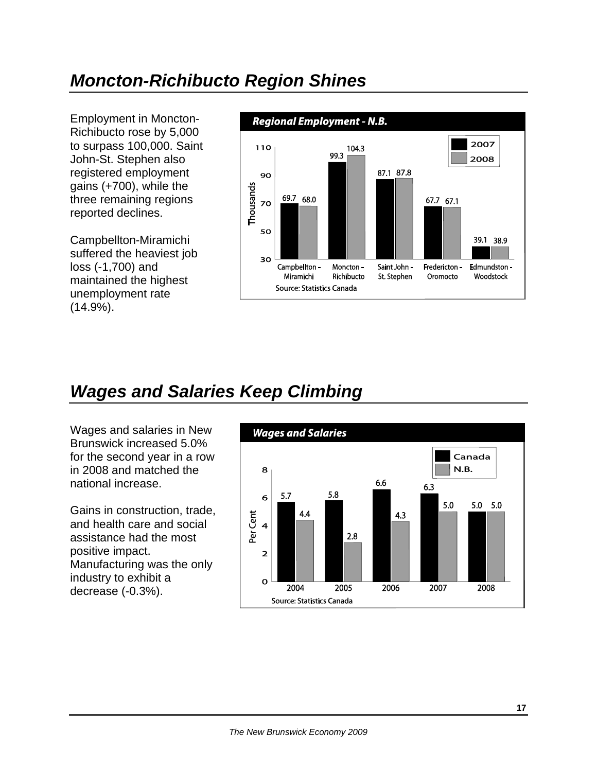## Moncton-Richibucto Region Shines

Employment in Moncton-Richibucto rose by 5,000 to surpass 100,000. Saint John-St. Stephen also registered employment gains (+700), while the three remaining regions reported declines.

Campbellton-Miramichi suffered the heaviest job loss (-1,700) and maintained the highest unemployment rate (14.9%).

**Regional Employment - N.B.**

| Region | 2007 | 2008 |
|---|---|---|
| Campbellton - Miramichi | 69.7 | 68.0 |
| Moncton - Richibucto | 99.3 | 104.3 |
| Saint John - St. Stephen | 87.1 | 87.8 |
| Fredericton - Oromocto | 67.7 | 67.1 |
| Edmundston - Woodstock | 39.1 | 38.9 |

Thousands

Source: Statistics Canada

## Wages and Salaries Keep Climbing

Wages and salaries in New Brunswick increased 5.0% for the second year in a row in 2008 and matched the national increase.

Gains in construction, trade, and health care and social assistance had the most positive impact. Manufacturing was the only industry to exhibit a decrease (-0.3%).

**Wages and Salaries**

| Year | Canada | N.B. |
|---|---|---|
| 2004 | 5.7 | 4.4 |
| 2005 | 5.8 | 2.8 |
| 2006 | 6.6 | 4.3 |
| 2007 | 6.3 | 5.0 |
| 2008 | 5.0 | 5.0 |

Per Cent

Source: Statistics Canada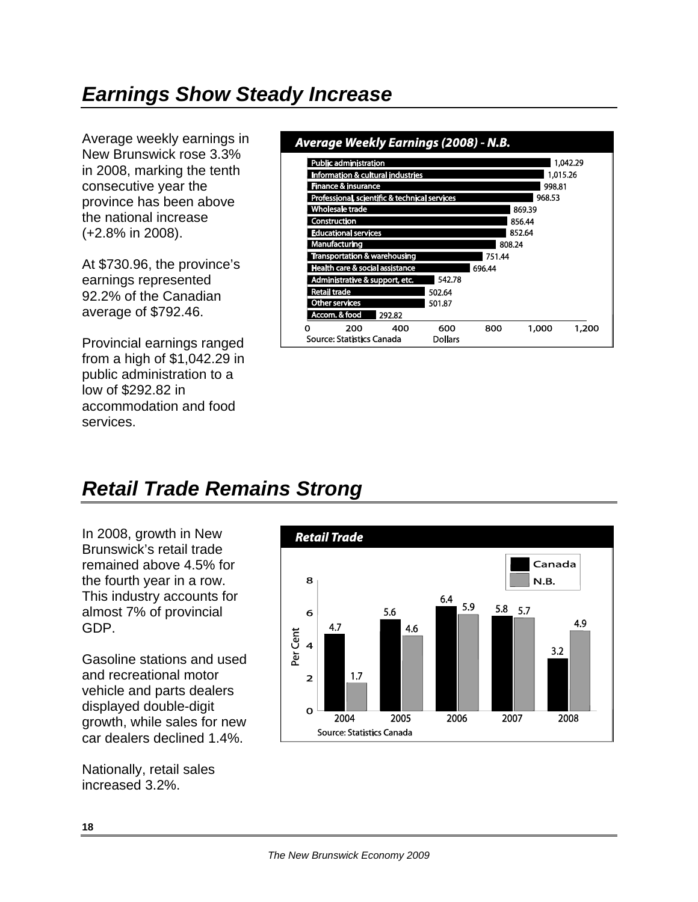## *Earnings Show Steady Increase*

Average weekly earnings in New Brunswick rose 3.3% in 2008, marking the tenth consecutive year the province has been above the national increase (+2.8% in 2008).

At $730.96, the province's earnings represented 92.2% of the Canadian average of $792.46.

Provincial earnings ranged from a high of $1,042.29 in public administration to a low of $292.82 in accommodation and food services.

***Average Weekly Earnings (2008) - N.B.***

| Industry | Dollars |
|---|---|
| Public administration | 1,042.29 |
| Information & cultural industries | 1,015.26 |
| Finance & insurance | 998.81 |
| Professional, scientific & technical services | 968.53 |
| Wholesale trade | 869.39 |
| Construction | 856.44 |
| Educational services | 852.64 |
| Manufacturing | 808.24 |
| Transportation & warehousing | 751.44 |
| Health care & social assistance | 696.44 |
| Administrative & support, etc. | 542.78 |
| Retail trade | 502.64 |
| Other services | 501.87 |
| Accom. & food | 292.82 |

Source: Statistics Canada

## *Retail Trade Remains Strong*

In 2008, growth in New Brunswick's retail trade remained above 4.5% for the fourth year in a row. This industry accounts for almost 7% of provincial GDP.

Gasoline stations and used and recreational motor vehicle and parts dealers displayed double-digit growth, while sales for new car dealers declined 1.4%.

Nationally, retail sales increased 3.2%.

***Retail Trade***

| Year | Canada (Per Cent) | N.B. (Per Cent) |
|---|---|---|
| 2004 | 4.7 | 1.7 |
| 2005 | 5.6 | 4.6 |
| 2006 | 6.4 | 5.9 |
| 2007 | 5.8 | 5.7 |
| 2008 | 3.2 | 4.9 |

Source: Statistics Canada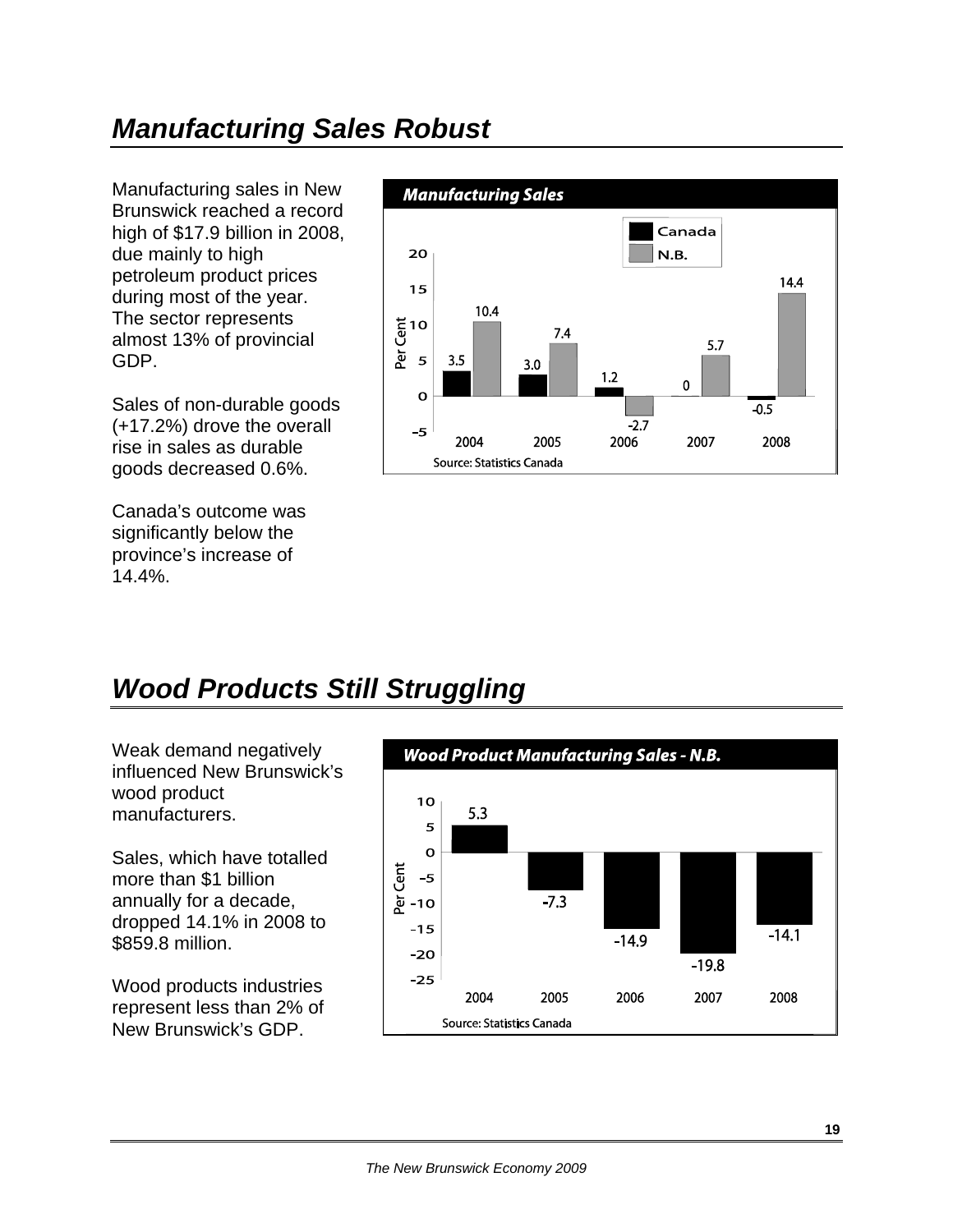## *Manufacturing Sales Robust*

Manufacturing sales in New Brunswick reached a record high of $17.9 billion in 2008, due mainly to high petroleum product prices during most of the year. The sector represents almost 13% of provincial GDP.

Sales of non-durable goods (+17.2%) drove the overall rise in sales as durable goods decreased 0.6%.

Canada's outcome was significantly below the province's increase of 14.4%.

**Manufacturing Sales**

| Year | Canada (Per Cent) | N.B. (Per Cent) |
|---|---|---|
| 2004 | 3.5 | 10.4 |
| 2005 | 3.0 | 7.4 |
| 2006 | 1.2 | -2.7 |
| 2007 | 0 | 5.7 |
| 2008 | -0.5 | 14.4 |

Source: Statistics Canada

## *Wood Products Still Struggling*

Weak demand negatively influenced New Brunswick's wood product manufacturers.

Sales, which have totalled more than $1 billion annually for a decade, dropped 14.1% in 2008 to $859.8 million.

Wood products industries represent less than 2% of New Brunswick's GDP.

**Wood Product Manufacturing Sales - N.B.**

| Year | Per Cent |
|---|---|
| 2004 | 5.3 |
| 2005 | -7.3 |
| 2006 | -14.9 |
| 2007 | -19.8 |
| 2008 | -14.1 |

Source: Statistics Canada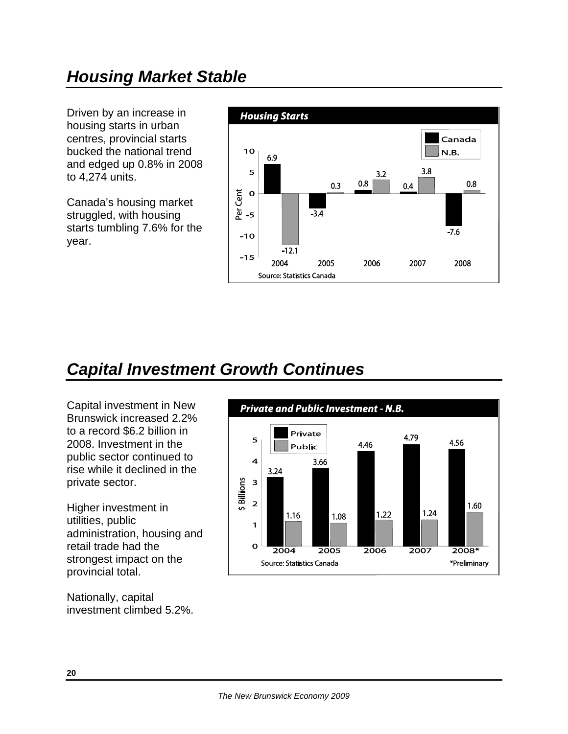## Housing Market Stable

Driven by an increase in housing starts in urban centres, provincial starts bucked the national trend and edged up 0.8% in 2008 to 4,274 units.

Canada's housing market struggled, with housing starts tumbling 7.6% for the year.

**Housing Starts**

| Year | Canada (Per Cent) | N.B. (Per Cent) |
|---|---|---|
| 2004 | 6.9 | -12.1 |
| 2005 | -3.4 | 0.3 |
| 2006 | 0.8 | 3.2 |
| 2007 | 0.4 | 3.8 |
| 2008 | -7.6 | 0.8 |

Source: Statistics Canada

## Capital Investment Growth Continues

Capital investment in New Brunswick increased 2.2% to a record $6.2 billion in 2008. Investment in the public sector continued to rise while it declined in the private sector.

Higher investment in utilities, public administration, housing and retail trade had the strongest impact on the provincial total.

Nationally, capital investment climbed 5.2%.

**Private and Public Investment - N.B.**

| Year | Private ($ Billions) | Public ($ Billions) |
|---|---|---|
| 2004 | 3.24 | 1.16 |
| 2005 | 3.66 | 1.08 |
| 2006 | 4.46 | 1.22 |
| 2007 | 4.79 | 1.24 |
| 2008* | 4.56 | 1.60 |

Source: Statistics Canada

*Preliminary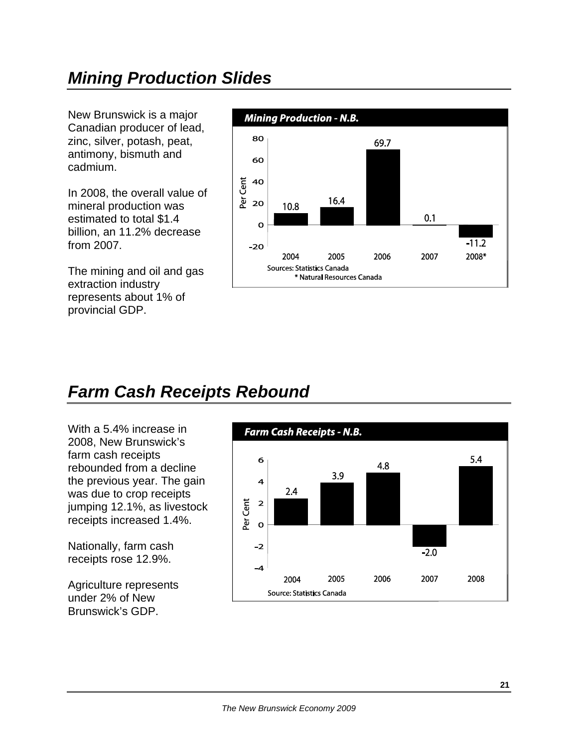## *Mining Production Slides*

New Brunswick is a major Canadian producer of lead, zinc, silver, potash, peat, antimony, bismuth and cadmium.

In 2008, the overall value of mineral production was estimated to total $1.4 billion, an 11.2% decrease from 2007.

The mining and oil and gas extraction industry represents about 1% of provincial GDP.

***Mining Production - N.B.***

| Year | Per Cent |
|---|---|
| 2004 | 10.8 |
| 2005 | 16.4 |
| 2006 | 69.7 |
| 2007 | 0.1 |
| 2008* | -11.2 |

Sources: Statistics Canada
\* Natural Resources Canada

## *Farm Cash Receipts Rebound*

With a 5.4% increase in 2008, New Brunswick's farm cash receipts rebounded from a decline the previous year. The gain was due to crop receipts jumping 12.1%, as livestock receipts increased 1.4%.

Nationally, farm cash receipts rose 12.9%.

Agriculture represents under 2% of New Brunswick's GDP.

***Farm Cash Receipts - N.B.***

| Year | Per Cent |
|---|---|
| 2004 | 2.4 |
| 2005 | 3.9 |
| 2006 | 4.8 |
| 2007 | -2.0 |
| 2008 | 5.4 |

Source: Statistics Canada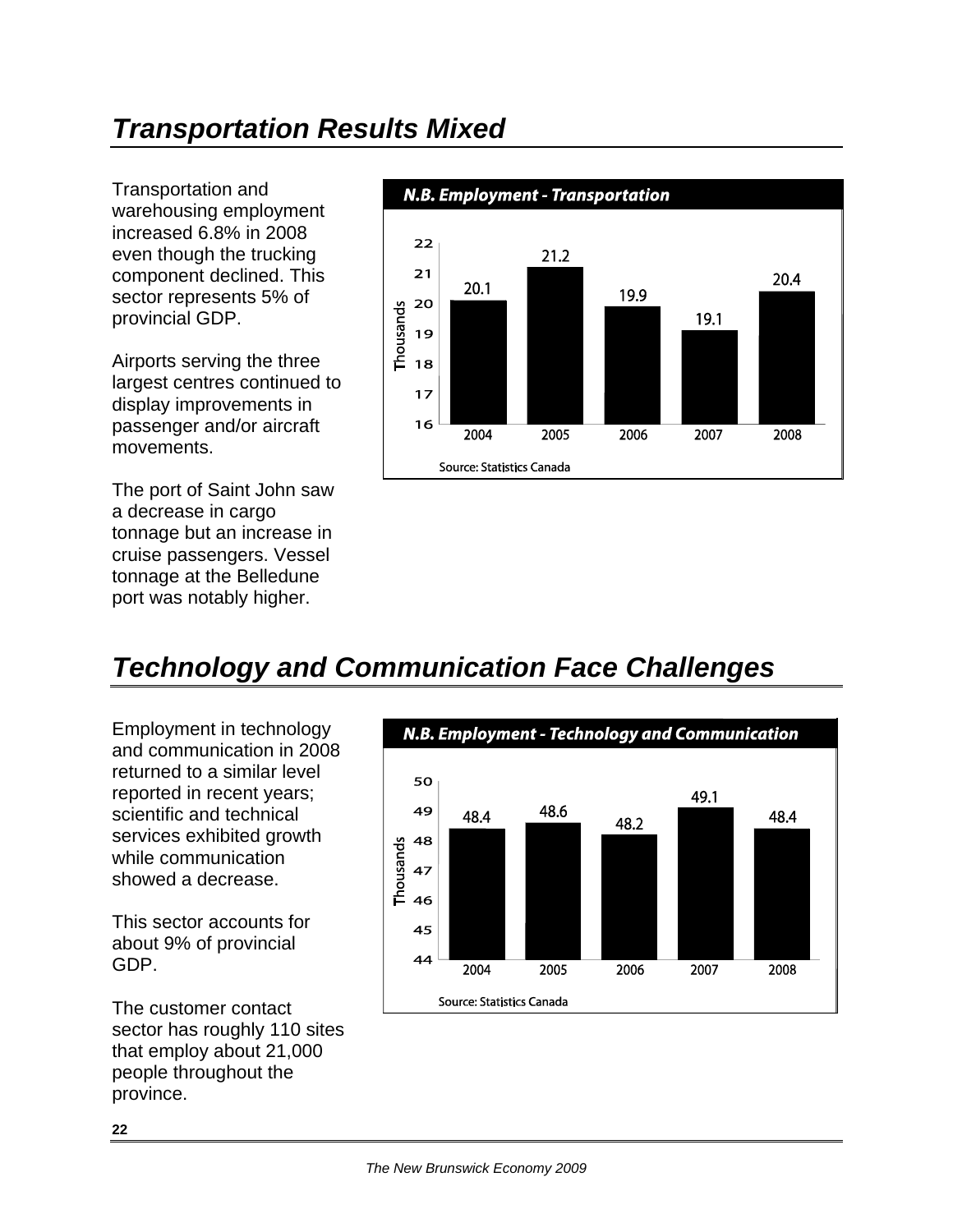## *Transportation Results Mixed*

Transportation and warehousing employment increased 6.8% in 2008 even though the trucking component declined. This sector represents 5% of provincial GDP.

Airports serving the three largest centres continued to display improvements in passenger and/or aircraft movements.

The port of Saint John saw a decrease in cargo tonnage but an increase in cruise passengers. Vessel tonnage at the Belledune port was notably higher.

***N.B. Employment - Transportation***

| Year | Thousands |
|---|---|
| 2004 | 20.1 |
| 2005 | 21.2 |
| 2006 | 19.9 |
| 2007 | 19.1 |
| 2008 | 20.4 |

Source: Statistics Canada

## *Technology and Communication Face Challenges*

Employment in technology and communication in 2008 returned to a similar level reported in recent years; scientific and technical services exhibited growth while communication showed a decrease.

This sector accounts for about 9% of provincial GDP.

The customer contact sector has roughly 110 sites that employ about 21,000 people throughout the province.

***N.B. Employment - Technology and Communication***

| Year | Thousands |
|---|---|
| 2004 | 48.4 |
| 2005 | 48.6 |
| 2006 | 48.2 |
| 2007 | 49.1 |
| 2008 | 48.4 |

Source: Statistics Canada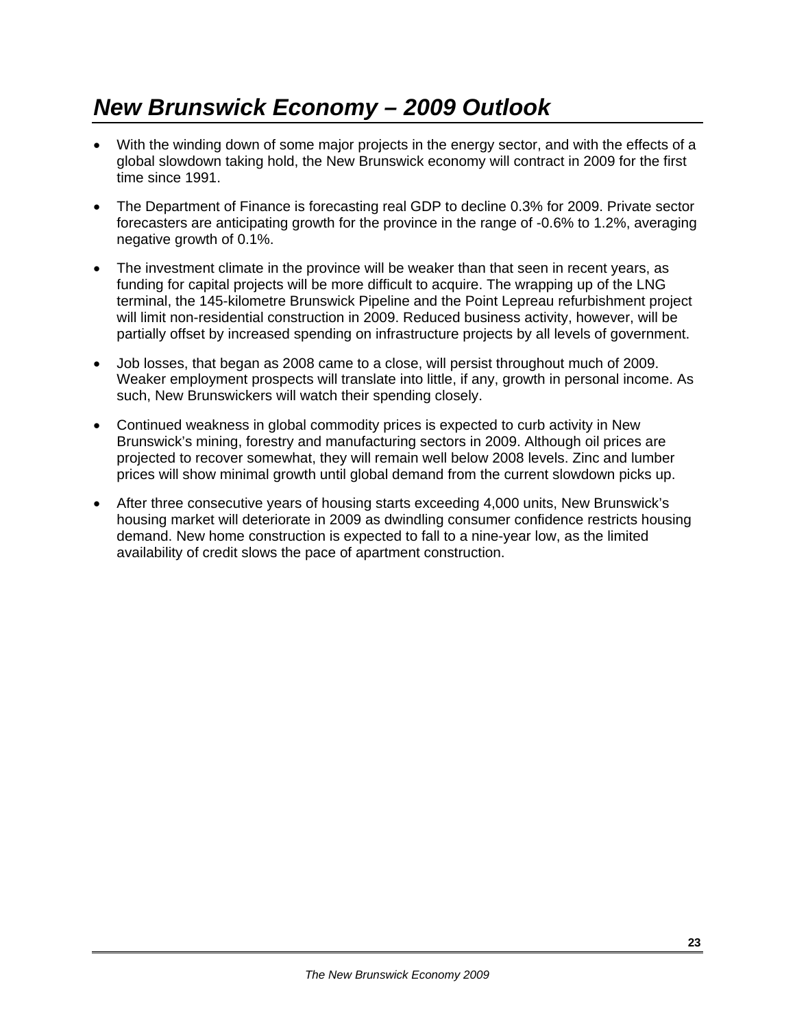# *New Brunswick Economy – 2009 Outlook*

- With the winding down of some major projects in the energy sector, and with the effects of a global slowdown taking hold, the New Brunswick economy will contract in 2009 for the first time since 1991.
- The Department of Finance is forecasting real GDP to decline 0.3% for 2009. Private sector forecasters are anticipating growth for the province in the range of -0.6% to 1.2%, averaging negative growth of 0.1%.
- The investment climate in the province will be weaker than that seen in recent years, as funding for capital projects will be more difficult to acquire. The wrapping up of the LNG terminal, the 145-kilometre Brunswick Pipeline and the Point Lepreau refurbishment project will limit non-residential construction in 2009. Reduced business activity, however, will be partially offset by increased spending on infrastructure projects by all levels of government.
- Job losses, that began as 2008 came to a close, will persist throughout much of 2009. Weaker employment prospects will translate into little, if any, growth in personal income. As such, New Brunswickers will watch their spending closely.
- Continued weakness in global commodity prices is expected to curb activity in New Brunswick's mining, forestry and manufacturing sectors in 2009. Although oil prices are projected to recover somewhat, they will remain well below 2008 levels. Zinc and lumber prices will show minimal growth until global demand from the current slowdown picks up.
- After three consecutive years of housing starts exceeding 4,000 units, New Brunswick's housing market will deteriorate in 2009 as dwindling consumer confidence restricts housing demand. New home construction is expected to fall to a nine-year low, as the limited availability of credit slows the pace of apartment construction.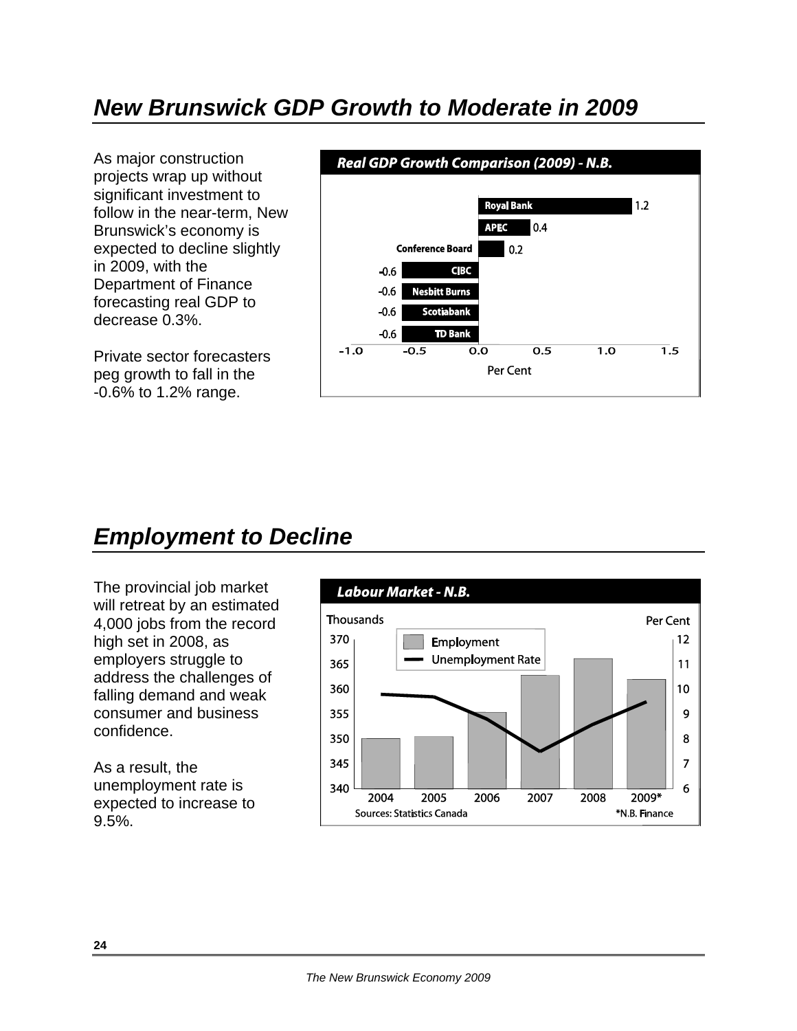## *New Brunswick GDP Growth to Moderate in 2009*

As major construction projects wrap up without significant investment to follow in the near-term, New Brunswick's economy is expected to decline slightly in 2009, with the Department of Finance forecasting real GDP to decrease 0.3%.

Private sector forecasters peg growth to fall in the -0.6% to 1.2% range.

***Real GDP Growth Comparison (2009) - N.B.***

| Forecaster | Per Cent |
|---|---|
| Royal Bank | 1.2 |
| APEC | 0.4 |
| Conference Board | 0.2 |
| CIBC | -0.6 |
| Nesbitt Burns | -0.6 |
| Scotiabank | -0.6 |
| TD Bank | -0.6 |

## *Employment to Decline*

The provincial job market will retreat by an estimated 4,000 jobs from the record high set in 2008, as employers struggle to address the challenges of falling demand and weak consumer and business confidence.

As a result, the unemployment rate is expected to increase to 9.5%.

***Labour Market - N.B.***

Employment (Thousands) and Unemployment Rate (Per Cent), 2004–2009*

Sources: Statistics Canada; *N.B. Finance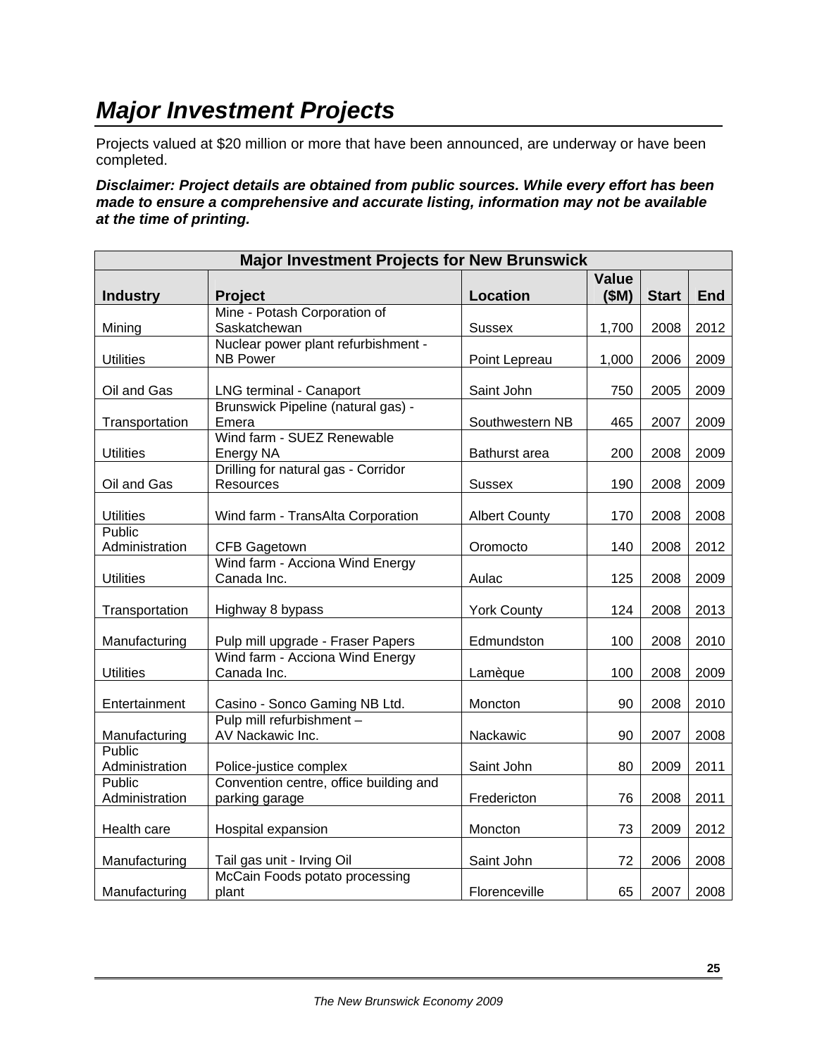# *Major Investment Projects*

Projects valued at $20 million or more that have been announced, are underway or have been completed.

***Disclaimer: Project details are obtained from public sources. While every effort has been made to ensure a comprehensive and accurate listing, information may not be available at the time of printing.***

| Major Investment Projects for New Brunswick | | | | | |
|---|---|---|---|---|---|
| **Industry** | **Project** | **Location** | **Value ($M)** | **Start** | **End** |
| Mining | Mine - Potash Corporation of Saskatchewan | Sussex | 1,700 | 2008 | 2012 |
| Utilities | Nuclear power plant refurbishment - NB Power | Point Lepreau | 1,000 | 2006 | 2009 |
| Oil and Gas | LNG terminal - Canaport | Saint John | 750 | 2005 | 2009 |
| Transportation | Brunswick Pipeline (natural gas) - Emera | Southwestern NB | 465 | 2007 | 2009 |
| Utilities | Wind farm - SUEZ Renewable Energy NA | Bathurst area | 200 | 2008 | 2009 |
| Oil and Gas | Drilling for natural gas - Corridor Resources | Sussex | 190 | 2008 | 2009 |
| Utilities | Wind farm - TransAlta Corporation | Albert County | 170 | 2008 | 2008 |
| Public Administration | CFB Gagetown | Oromocto | 140 | 2008 | 2012 |
| Utilities | Wind farm - Acciona Wind Energy Canada Inc. | Aulac | 125 | 2008 | 2009 |
| Transportation | Highway 8 bypass | York County | 124 | 2008 | 2013 |
| Manufacturing | Pulp mill upgrade - Fraser Papers | Edmundston | 100 | 2008 | 2010 |
| Utilities | Wind farm - Acciona Wind Energy Canada Inc. | Lamèque | 100 | 2008 | 2009 |
| Entertainment | Casino - Sonco Gaming NB Ltd. | Moncton | 90 | 2008 | 2010 |
| Manufacturing | Pulp mill refurbishment – AV Nackawic Inc. | Nackawic | 90 | 2007 | 2008 |
| Public Administration | Police-justice complex | Saint John | 80 | 2009 | 2011 |
| Public Administration | Convention centre, office building and parking garage | Fredericton | 76 | 2008 | 2011 |
| Health care | Hospital expansion | Moncton | 73 | 2009 | 2012 |
| Manufacturing | Tail gas unit - Irving Oil | Saint John | 72 | 2006 | 2008 |
| Manufacturing | McCain Foods potato processing plant | Florenceville | 65 | 2007 | 2008 |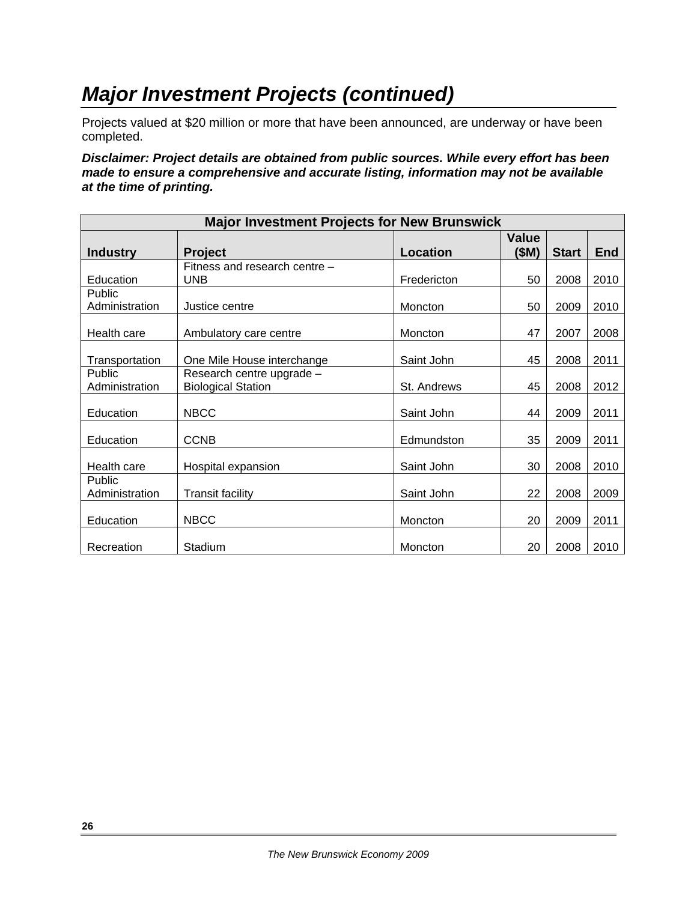# Major Investment Projects (continued)

Projects valued at $20 million or more that have been announced, are underway or have been completed.

***Disclaimer: Project details are obtained from public sources. While every effort has been made to ensure a comprehensive and accurate listing, information may not be available at the time of printing.***

| Major Investment Projects for New Brunswick | | | | | |
|---|---|---|---|---|---|
| **Industry** | **Project** | **Location** | **Value ($M)** | **Start** | **End** |
| Education | Fitness and research centre – UNB | Fredericton | 50 | 2008 | 2010 |
| Public Administration | Justice centre | Moncton | 50 | 2009 | 2010 |
| Health care | Ambulatory care centre | Moncton | 47 | 2007 | 2008 |
| Transportation | One Mile House interchange | Saint John | 45 | 2008 | 2011 |
| Public Administration | Research centre upgrade – Biological Station | St. Andrews | 45 | 2008 | 2012 |
| Education | NBCC | Saint John | 44 | 2009 | 2011 |
| Education | CCNB | Edmundston | 35 | 2009 | 2011 |
| Health care | Hospital expansion | Saint John | 30 | 2008 | 2010 |
| Public Administration | Transit facility | Saint John | 22 | 2008 | 2009 |
| Education | NBCC | Moncton | 20 | 2009 | 2011 |
| Recreation | Stadium | Moncton | 20 | 2008 | 2010 |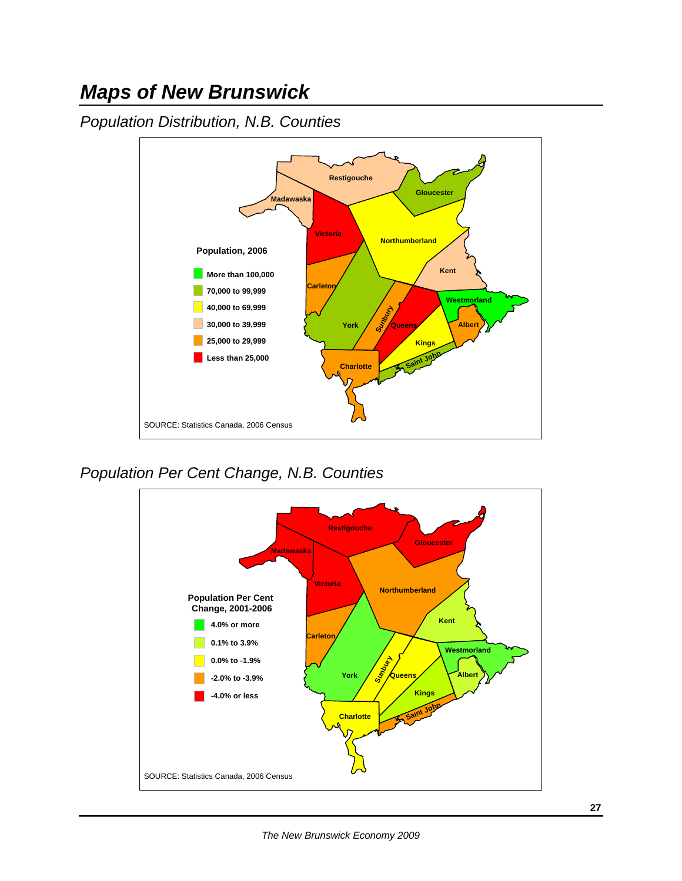# Maps of New Brunswick

## Population Distribution, N.B. Counties

Population, 2006

- More than 100,000
- 70,000 to 99,999
- 40,000 to 69,999
- 30,000 to 39,999
- 25,000 to 29,999
- Less than 25,000

Restigouche, Gloucester, Madawaska, Victoria, Northumberland, Kent, Carleton, Westmorland, Sunbury, York, Queens, Albert, Kings, Saint John, Charlotte

SOURCE: Statistics Canada, 2006 Census

## Population Per Cent Change, N.B. Counties

Population Per Cent Change, 2001-2006

- 4.0% or more
- 0.1% to 3.9%
- 0.0% to -1.9%
- -2.0% to -3.9%
- -4.0% or less

Restigouche, Gloucester, Madawaska, Victoria, Northumberland, Kent, Carleton, Westmorland, Sunbury, York, Queens, Albert, Kings, Saint John, Charlotte

SOURCE: Statistics Canada, 2006 Census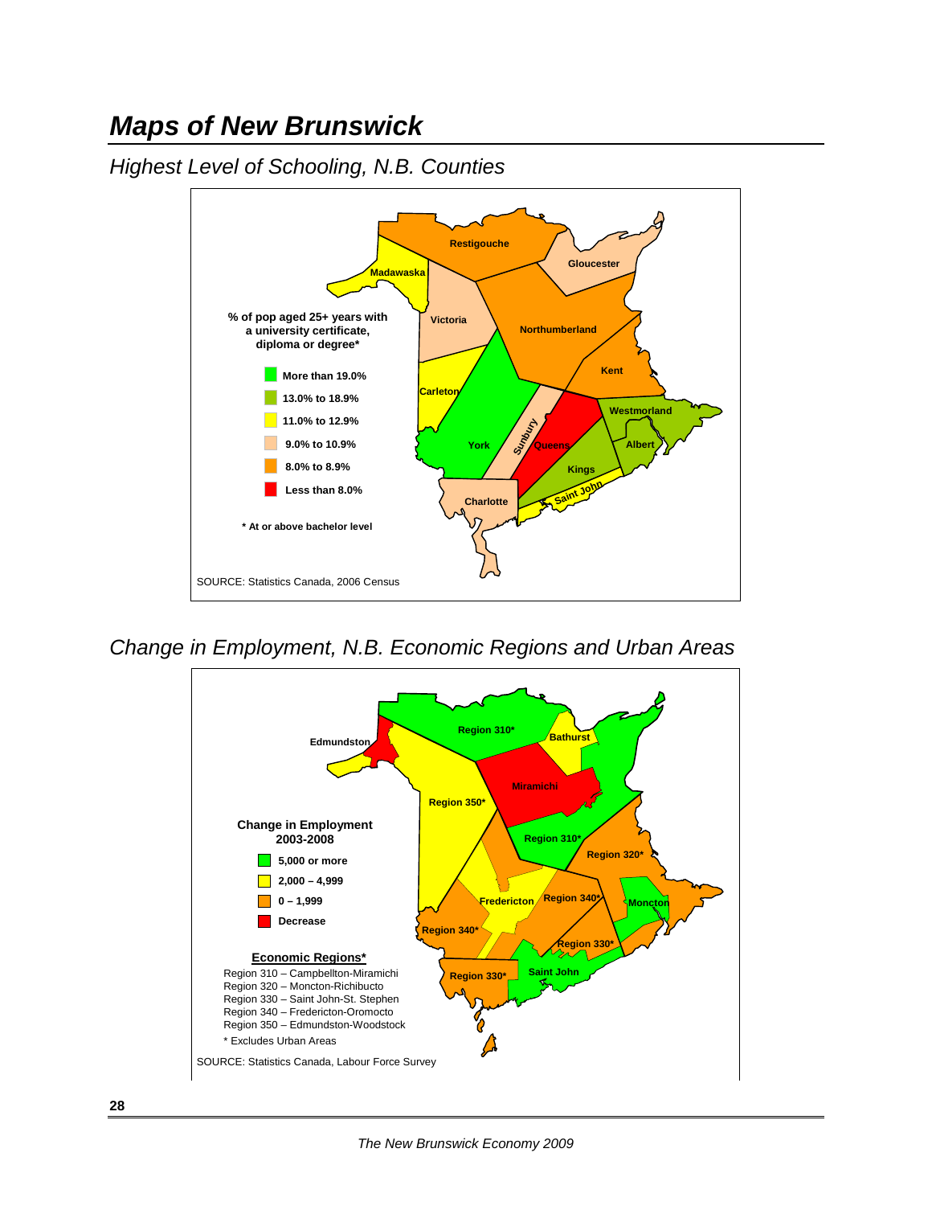# Maps of New Brunswick

## Highest Level of Schooling, N.B. Counties

Restigouche
Gloucester
Madawaska
Victoria
Northumberland
Kent
Carleton
York
Sunbury
Queens
Westmorland
Albert
Kings
Saint John
Charlotte

% of pop aged 25+ years with a university certificate, diploma or degree*

More than 19.0%
13.0% to 18.9%
11.0% to 12.9%
9.0% to 10.9%
8.0% to 8.9%
Less than 8.0%

* At or above bachelor level

SOURCE: Statistics Canada, 2006 Census

## Change in Employment, N.B. Economic Regions and Urban Areas

Region 310*
Bathurst
Edmundston
Miramichi
Region 350*
Region 310*
Region 320*
Fredericton
Region 340*
Moncton
Region 340*
Region 330*
Saint John
Region 330*

Change in Employment 2003-2008

5,000 or more
2,000 – 4,999
0 – 1,999
Decrease

**Economic Regions***

Region 310 – Campbellton-Miramichi
Region 320 – Moncton-Richibucto
Region 330 – Saint John-St. Stephen
Region 340 – Fredericton-Oromocto
Region 350 – Edmundston-Woodstock
* Excludes Urban Areas

SOURCE: Statistics Canada, Labour Force Survey